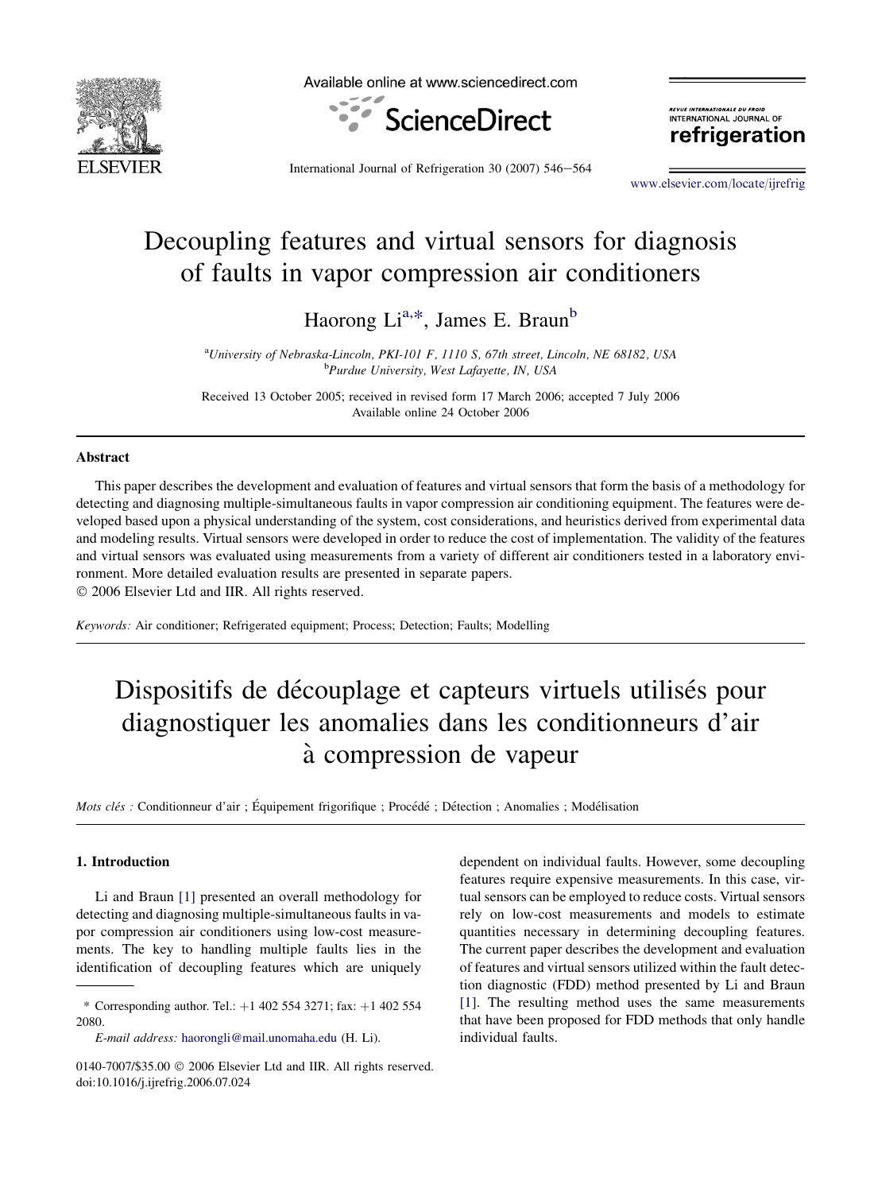# Decoupling features and virtual sensors for diagnosis of faults in vapor compression air conditioners

Haorong Li[a,*], James E. Braun[b]

[a]University of Nebraska-Lincoln, PKI-101 F, 1110 S, 67th street, Lincoln, NE 68182, USA
[b]Purdue University, West Lafayette, IN, USA

Received 13 October 2005; received in revised form 17 March 2006; accepted 7 July 2006
Available online 24 October 2006

## Abstract

This paper describes the development and evaluation of features and virtual sensors that form the basis of a methodology for detecting and diagnosing multiple-simultaneous faults in vapor compression air conditioning equipment. The features were developed based upon a physical understanding of the system, cost considerations, and heuristics derived from experimental data and modeling results. Virtual sensors were developed in order to reduce the cost of implementation. The validity of the features and virtual sensors was evaluated using measurements from a variety of different air conditioners tested in a laboratory environment. More detailed evaluation results are presented in separate papers.

© 2006 Elsevier Ltd and IIR. All rights reserved.

*Keywords:* Air conditioner; Refrigerated equipment; Process; Detection; Faults; Modelling

# Dispositifs de découplage et capteurs virtuels utilisés pour diagnostiquer les anomalies dans les conditionneurs d'air à compression de vapeur

*Mots clés :* Conditionneur d'air ; Équipement frigorifique ; Procédé ; Détection ; Anomalies ; Modélisation

## 1. Introduction

Li and Braun [1] presented an overall methodology for detecting and diagnosing multiple-simultaneous faults in vapor compression air conditioners using low-cost measurements. The key to handling multiple faults lies in the identification of decoupling features which are uniquely dependent on individual faults. However, some decoupling features require expensive measurements. In this case, virtual sensors can be employed to reduce costs. Virtual sensors rely on low-cost measurements and models to estimate quantities necessary in determining decoupling features. The current paper describes the development and evaluation of features and virtual sensors utilized within the fault detection diagnostic (FDD) method presented by Li and Braun [1]. The resulting method uses the same measurements that have been proposed for FDD methods that only handle individual faults.

\* Corresponding author. Tel.: +1 402 554 3271; fax: +1 402 554 2080.

*E-mail address:* haorongli@mail.unomaha.edu (H. Li).

0140-7007/$35.00 © 2006 Elsevier Ltd and IIR. All rights reserved.
doi:10.1016/j.ijrefrig.2006.07.024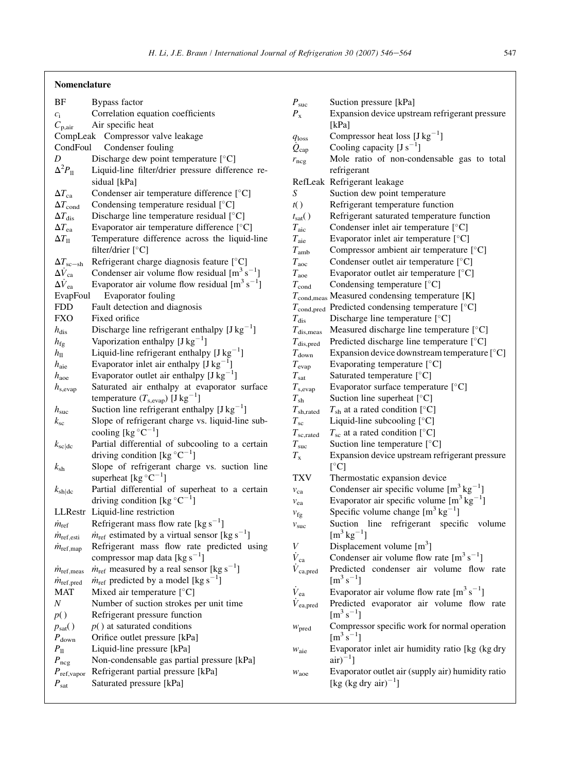## Nomenclature

| | |
|---|---|
| BF | Bypass factor |
| $c_i$ | Correlation equation coefficients |
| $C_{p,air}$ | Air specific heat |
| CompLeak | Compressor valve leakage |
| CondFoul | Condenser fouling |
| $D$ | Discharge dew point temperature [°C] |
| $\Delta^2 P_{ll}$ | Liquid-line filter/drier pressure difference residual [kPa] |
| $\Delta T_{ca}$ | Condenser air temperature difference [°C] |
| $\Delta T_{cond}$ | Condensing temperature residual [°C] |
| $\Delta T_{dis}$ | Discharge line temperature residual [°C] |
| $\Delta T_{ea}$ | Evaporator air temperature difference [°C] |
| $\Delta T_{ll}$ | Temperature difference across the liquid-line filter/drier [°C] |
| $\Delta T_{sc-sh}$ | Refrigerant charge diagnosis feature [°C] |
| $\Delta \dot{V}_{ca}$ | Condenser air volume flow residual [$m^3\,s^{-1}$] |
| $\Delta \dot{V}_{ea}$ | Evaporator air volume flow residual [$m^3\,s^{-1}$] |
| EvapFoul | Evaporator fouling |
| FDD | Fault detection and diagnosis |
| FXO | Fixed orifice |
| $h_{dis}$ | Discharge line refrigerant enthalpy [$J\,kg^{-1}$] |
| $h_{fg}$ | Vaporization enthalpy [$J\,kg^{-1}$] |
| $h_{ll}$ | Liquid-line refrigerant enthalpy [$J\,kg^{-1}$] |
| $h_{aie}$ | Evaporator inlet air enthalpy [$J\,kg^{-1}$] |
| $h_{aoe}$ | Evaporator outlet air enthalpy [$J\,kg^{-1}$] |
| $h_{s,evap}$ | Saturated air enthalpy at evaporator surface temperature ($T_{s,evap}$) [$J\,kg^{-1}$] |
| $h_{suc}$ | Suction line refrigerant enthalpy [$J\,kg^{-1}$] |
| $k_{sc}$ | Slope of refrigerant charge vs. liquid-line subcooling [$kg\,°C^{-1}$] |
| $k_{sc\|dc}$ | Partial differential of subcooling to a certain driving condition [$kg\,°C^{-1}$] |
| $k_{sh}$ | Slope of refrigerant charge vs. suction line superheat [$kg\,°C^{-1}$] |
| $k_{sh\|dc}$ | Partial differential of superheat to a certain driving condition [$kg\,°C^{-1}$] |
| LLRestr | Liquid-line restriction |
| $\dot{m}_{ref}$ | Refrigerant mass flow rate [$kg\,s^{-1}$] |
| $\dot{m}_{ref,esti}$ | $\dot{m}_{ref}$ estimated by a virtual sensor [$kg\,s^{-1}$] |
| $\dot{m}_{ref,map}$ | Refrigerant mass flow rate predicted using compressor map data [$kg\,s^{-1}$] |
| $\dot{m}_{ref,meas}$ | $\dot{m}_{ref}$ measured by a real sensor [$kg\,s^{-1}$] |
| $\dot{m}_{ref,pred}$ | $\dot{m}_{ref}$ predicted by a model [$kg\,s^{-1}$] |
| MAT | Mixed air temperature [°C] |
| $N$ | Number of suction strokes per unit time |
| $p()$ | Refrigerant pressure function |
| $p_{sat}()$ | $p()$ at saturated conditions |
| $P_{down}$ | Orifice outlet pressure [kPa] |
| $P_{ll}$ | Liquid-line pressure [kPa] |
| $P_{ncg}$ | Non-condensable gas partial pressure [kPa] |
| $P_{ref,vapor}$ | Refrigerant partial pressure [kPa] |
| $P_{sat}$ | Saturated pressure [kPa] |
| $P_{suc}$ | Suction pressure [kPa] |
| $P_x$ | Expansion device upstream refrigerant pressure [kPa] |
| $q_{loss}$ | Compressor heat loss [$J\,kg^{-1}$] |
| $\dot{Q}_{cap}$ | Cooling capacity [$J\,s^{-1}$] |
| $r_{ncg}$ | Mole ratio of non-condensable gas to total refrigerant |
| RefLeak | Refrigerant leakage |
| $S$ | Suction dew point temperature |
| $t()$ | Refrigerant temperature function |
| $t_{sat}()$ | Refrigerant saturated temperature function |
| $T_{aic}$ | Condenser inlet air temperature [°C] |
| $T_{aie}$ | Evaporator inlet air temperature [°C] |
| $T_{amb}$ | Compressor ambient air temperature [°C] |
| $T_{aoc}$ | Condenser outlet air temperature [°C] |
| $T_{aoe}$ | Evaporator outlet air temperature [°C] |
| $T_{cond}$ | Condensing temperature [°C] |
| $T_{cond,meas}$ | Measured condensing temperature [K] |
| $T_{cond,pred}$ | Predicted condensing temperature [°C] |
| $T_{dis}$ | Discharge line temperature [°C] |
| $T_{dis,meas}$ | Measured discharge line temperature [°C] |
| $T_{dis,pred}$ | Predicted discharge line temperature [°C] |
| $T_{down}$ | Expansion device downstream temperature [°C] |
| $T_{evap}$ | Evaporating temperature [°C] |
| $T_{sat}$ | Saturated temperature [°C] |
| $T_{s,evap}$ | Evaporator surface temperature [°C] |
| $T_{sh}$ | Suction line superheat [°C] |
| $T_{sh,rated}$ | $T_{sh}$ at a rated condition [°C] |
| $T_{sc}$ | Liquid-line subcooling [°C] |
| $T_{sc,rated}$ | $T_{sc}$ at a rated condition [°C] |
| $T_{suc}$ | Suction line temperature [°C] |
| $T_x$ | Expansion device upstream refrigerant pressure [°C] |
| TXV | Thermostatic expansion device |
| $v_{ca}$ | Condenser air specific volume [$m^3\,kg^{-1}$] |
| $v_{ea}$ | Evaporator air specific volume [$m^3\,kg^{-1}$] |
| $v_{fg}$ | Specific volume change [$m^3\,kg^{-1}$] |
| $v_{suc}$ | Suction line refrigerant specific volume [$m^3\,kg^{-1}$] |
| $V$ | Displacement volume [$m^3$] |
| $\dot{V}_{ca}$ | Condenser air volume flow rate [$m^3\,s^{-1}$] |
| $\dot{V}_{ca,pred}$ | Predicted condenser air volume flow rate [$m^3\,s^{-1}$] |
| $\dot{V}_{ea}$ | Evaporator air volume flow rate [$m^3\,s^{-1}$] |
| $\dot{V}_{ea,pred}$ | Predicted evaporator air volume flow rate [$m^3\,s^{-1}$] |
| $w_{pred}$ | Compressor specific work for normal operation [$m^3\,s^{-1}$] |
| $w_{aie}$ | Evaporator inlet air humidity ratio [kg (kg dry air)$^{-1}$] |
| $w_{aoe}$ | Evaporator outlet air (supply air) humidity ratio [kg (kg dry air)$^{-1}$] |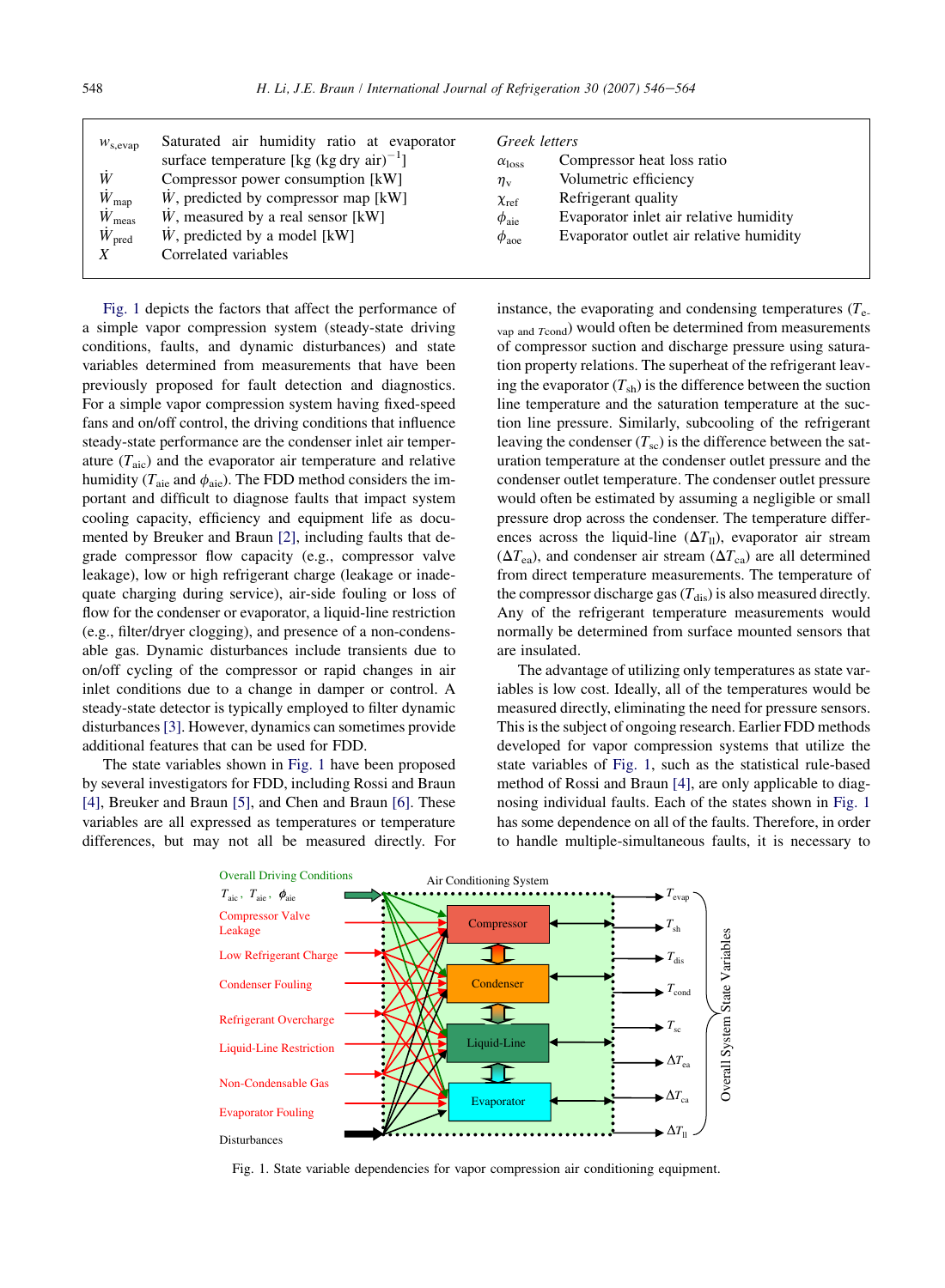| | | | |
|---|---|---|---|
| $w_{s,evap}$ | Saturated air humidity ratio at evaporator surface temperature [kg (kg dry air)$^{-1}$] | *Greek letters* | |
| $\dot{W}$ | Compressor power consumption [kW] | $\alpha_{loss}$ | Compressor heat loss ratio |
| $\dot{W}_{map}$ | $\dot{W}$, predicted by compressor map [kW] | $\eta_v$ | Volumetric efficiency |
| $\dot{W}_{meas}$ | $\dot{W}$, measured by a real sensor [kW] | $\chi_{ref}$ | Refrigerant quality |
| $\dot{W}_{pred}$ | $\dot{W}$, predicted by a model [kW] | $\phi_{aie}$ | Evaporator inlet air relative humidity |
| $X$ | Correlated variables | $\phi_{aoe}$ | Evaporator outlet air relative humidity |

Fig. 1 depicts the factors that affect the performance of a simple vapor compression system (steady-state driving conditions, faults, and dynamic disturbances) and state variables determined from measurements that have been previously proposed for fault detection and diagnostics. For a simple vapor compression system having fixed-speed fans and on/off control, the driving conditions that influence steady-state performance are the condenser inlet air temperature ($T_{aic}$) and the evaporator air temperature and relative humidity ($T_{aie}$ and $\phi_{aie}$). The FDD method considers the important and difficult to diagnose faults that impact system cooling capacity, efficiency and equipment life as documented by Breuker and Braun [2], including faults that degrade compressor flow capacity (e.g., compressor valve leakage), low or high refrigerant charge (leakage or inadequate charging during service), air-side fouling or loss of flow for the condenser or evaporator, a liquid-line restriction (e.g., filter/dryer clogging), and presence of a non-condensable gas. Dynamic disturbances include transients due to on/off cycling of the compressor or rapid changes in air inlet conditions due to a change in damper or control. A steady-state detector is typically employed to filter dynamic disturbances [3]. However, dynamics can sometimes provide additional features that can be used for FDD.

The state variables shown in Fig. 1 have been proposed by several investigators for FDD, including Rossi and Braun [4], Breuker and Braun [5], and Chen and Braun [6]. These variables are all expressed as temperatures or temperature differences, but may not all be measured directly. For instance, the evaporating and condensing temperatures ($T_{evap}$ and $T_{cond}$) would often be determined from measurements of compressor suction and discharge pressure using saturation property relations. The superheat of the refrigerant leaving the evaporator ($T_{sh}$) is the difference between the suction line temperature and the saturation temperature at the suction line pressure. Similarly, subcooling of the refrigerant leaving the condenser ($T_{sc}$) is the difference between the saturation temperature at the condenser outlet pressure and the condenser outlet temperature. The condenser outlet pressure would often be estimated by assuming a negligible or small pressure drop across the condenser. The temperature differences across the liquid-line ($\Delta T_{ll}$), evaporator air stream ($\Delta T_{ea}$), and condenser air stream ($\Delta T_{ca}$) are all determined from direct temperature measurements. The temperature of the compressor discharge gas ($T_{dis}$) is also measured directly. Any of the refrigerant temperature measurements would normally be determined from surface mounted sensors that are insulated.

The advantage of utilizing only temperatures as state variables is low cost. Ideally, all of the temperatures would be measured directly, eliminating the need for pressure sensors. This is the subject of ongoing research. Earlier FDD methods developed for vapor compression systems that utilize the state variables of Fig. 1, such as the statistical rule-based method of Rossi and Braun [4], are only applicable to diagnosing individual faults. Each of the states shown in Fig. 1 has some dependence on all of the faults. Therefore, in order to handle multiple-simultaneous faults, it is necessary to

Fig. 1. State variable dependencies for vapor compression air conditioning equipment.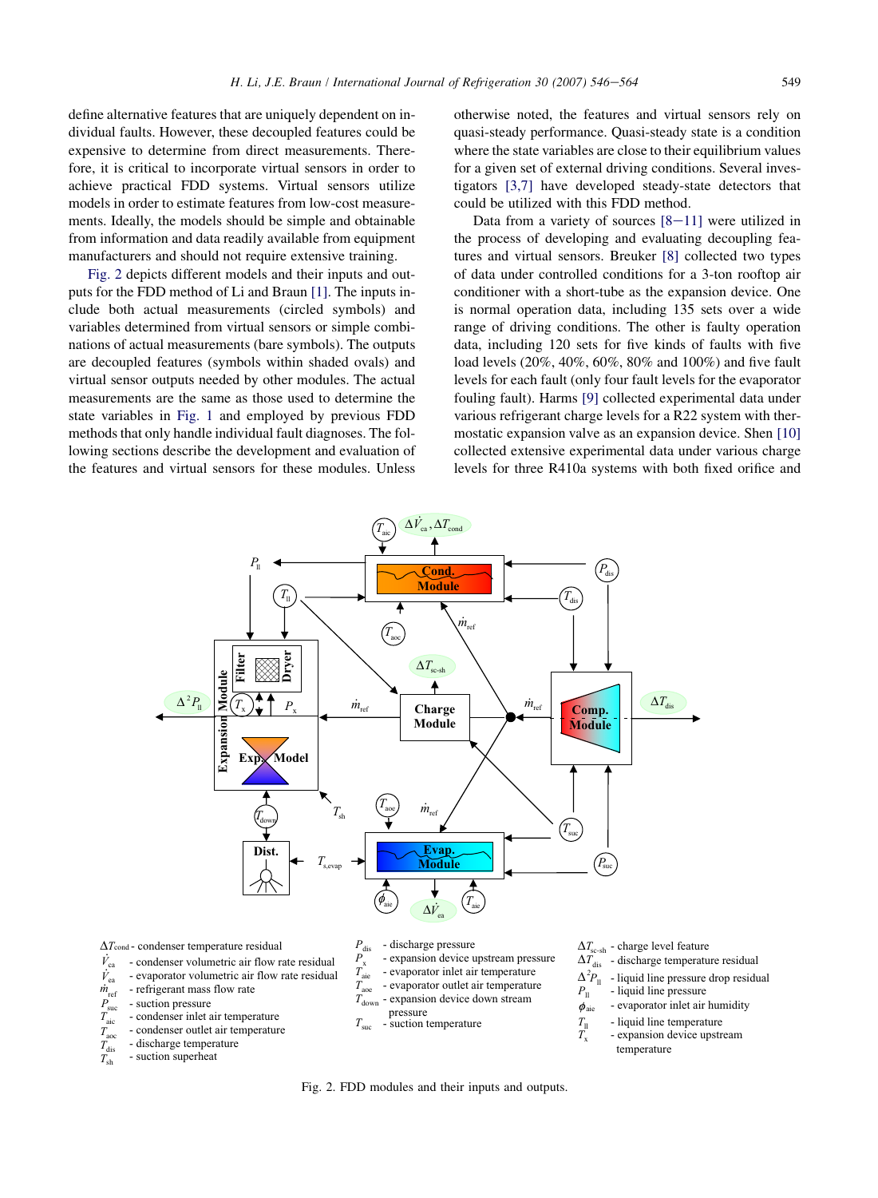define alternative features that are uniquely dependent on individual faults. However, these decoupled features could be expensive to determine from direct measurements. Therefore, it is critical to incorporate virtual sensors in order to achieve practical FDD systems. Virtual sensors utilize models in order to estimate features from low-cost measurements. Ideally, the models should be simple and obtainable from information and data readily available from equipment manufacturers and should not require extensive training.

Fig. 2 depicts different models and their inputs and outputs for the FDD method of Li and Braun [1]. The inputs include both actual measurements (circled symbols) and variables determined from virtual sensors or simple combinations of actual measurements (bare symbols). The outputs are decoupled features (symbols within shaded ovals) and virtual sensor outputs needed by other modules. The actual measurements are the same as those used to determine the state variables in Fig. 1 and employed by previous FDD methods that only handle individual fault diagnoses. The following sections describe the development and evaluation of the features and virtual sensors for these modules. Unless otherwise noted, the features and virtual sensors rely on quasi-steady performance. Quasi-steady state is a condition where the state variables are close to their equilibrium values for a given set of external driving conditions. Several investigators [3,7] have developed steady-state detectors that could be utilized with this FDD method.

Data from a variety of sources [8–11] were utilized in the process of developing and evaluating decoupling features and virtual sensors. Breuker [8] collected two types of data under controlled conditions for a 3-ton rooftop air conditioner with a short-tube as the expansion device. One is normal operation data, including 135 sets over a wide range of driving conditions. The other is faulty operation data, including 120 sets for five kinds of faults with five load levels (20%, 40%, 60%, 80% and 100%) and five fault levels for each fault (only four fault levels for the evaporator fouling fault). Harms [9] collected experimental data under various refrigerant charge levels for a R22 system with thermostatic expansion valve as an expansion device. Shen [10] collected extensive experimental data under various charge levels for three R410a systems with both fixed orifice and

$\Delta T_{cond}$ - condenser temperature residual
$\dot{V}_{ca}$ - condenser volumetric air flow rate residual
$\dot{V}_{ea}$ - evaporator volumetric air flow rate residual
$\dot{m}_{ref}$ - refrigerant mass flow rate
$P_{suc}$ - suction pressure
$T_{aic}$ - condenser inlet air temperature
$T_{aoc}$ - condenser outlet air temperature
$T_{dis}$ - discharge temperature
$T_{sh}$ - suction superheat
$P_{dis}$ - discharge pressure
$P_x$ - expansion device upstream pressure
$T_{aie}$ - evaporator inlet air temperature
$T_{aoe}$ - evaporator outlet air temperature
$T_{down}$ - expansion device down stream pressure
$T_{suc}$ - suction temperature
$\Delta T_{sc\text{-}sh}$ - charge level feature
$\Delta T_{dis}$ - discharge temperature residual
$\Delta^2 P_{ll}$ - liquid line pressure drop residual
$P_{ll}$ - liquid line pressure
$\phi_{aie}$ - evaporator inlet air humidity
$T_{ll}$ - liquid line temperature
$T_x$ - expansion device upstream temperature

Fig. 2. FDD modules and their inputs and outputs.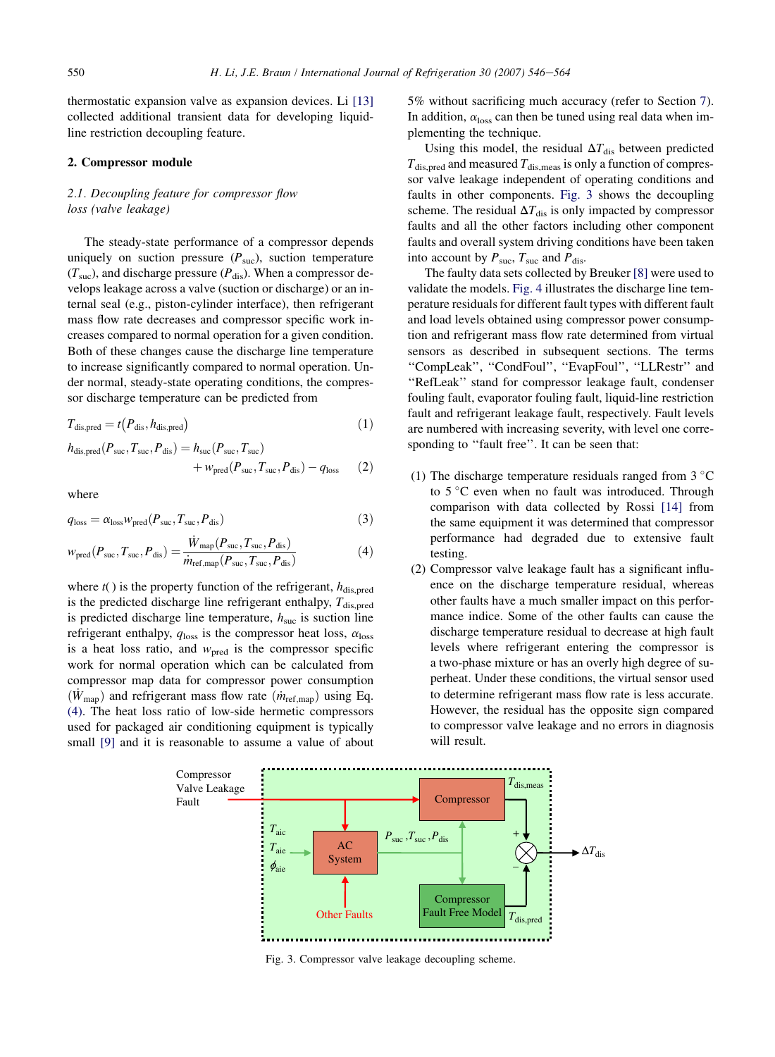thermostatic expansion valve as expansion devices. Li [13] collected additional transient data for developing liquid-line restriction decoupling feature.

## 2. Compressor module

### 2.1. Decoupling feature for compressor flow loss (valve leakage)

The steady-state performance of a compressor depends uniquely on suction pressure ($P_{suc}$), suction temperature ($T_{suc}$), and discharge pressure ($P_{dis}$). When a compressor develops leakage across a valve (suction or discharge) or an internal seal (e.g., piston-cylinder interface), then refrigerant mass flow rate decreases and compressor specific work increases compared to normal operation for a given condition. Both of these changes cause the discharge line temperature to increase significantly compared to normal operation. Under normal, steady-state operating conditions, the compressor discharge temperature can be predicted from

$$T_{dis,pred} = t\left(P_{dis}, h_{dis,pred}\right) \tag{1}$$

$$h_{dis,pred}(P_{suc}, T_{suc}, P_{dis}) = h_{suc}(P_{suc}, T_{suc}) + w_{pred}(P_{suc}, T_{suc}, P_{dis}) - q_{loss} \tag{2}$$

where

$$q_{loss} = \alpha_{loss} w_{pred}(P_{suc}, T_{suc}, P_{dis}) \tag{3}$$

$$w_{pred}(P_{suc}, T_{suc}, P_{dis}) = \frac{\dot{W}_{map}(P_{suc}, T_{suc}, P_{dis})}{\dot{m}_{ref,map}(P_{suc}, T_{suc}, P_{dis})} \tag{4}$$

where $t(\,)$ is the property function of the refrigerant, $h_{dis,pred}$ is the predicted discharge line refrigerant enthalpy, $T_{dis,pred}$ is predicted discharge line temperature, $h_{suc}$ is suction line refrigerant enthalpy, $q_{loss}$ is the compressor heat loss, $\alpha_{loss}$ is a heat loss ratio, and $w_{pred}$ is the compressor specific work for normal operation which can be calculated from compressor map data for compressor power consumption ($\dot{W}_{map}$) and refrigerant mass flow rate ($\dot{m}_{ref,map}$) using Eq. (4). The heat loss ratio of low-side hermetic compressors used for packaged air conditioning equipment is typically small [9] and it is reasonable to assume a value of about 5% without sacrificing much accuracy (refer to Section 7). In addition, $\alpha_{loss}$ can then be tuned using real data when implementing the technique.

Using this model, the residual $\Delta T_{dis}$ between predicted $T_{dis,pred}$ and measured $T_{dis,meas}$ is only a function of compressor valve leakage independent of operating conditions and faults in other components. Fig. 3 shows the decoupling scheme. The residual $\Delta T_{dis}$ is only impacted by compressor faults and all the other factors including other component faults and overall system driving conditions have been taken into account by $P_{suc}$, $T_{suc}$ and $P_{dis}$.

The faulty data sets collected by Breuker [8] were used to validate the models. Fig. 4 illustrates the discharge line temperature residuals for different fault types with different fault and load levels obtained using compressor power consumption and refrigerant mass flow rate determined from virtual sensors as described in subsequent sections. The terms "CompLeak", "CondFoul", "EvapFoul", "LLRestr" and "RefLeak" stand for compressor leakage fault, condenser fouling fault, evaporator fouling fault, liquid-line restriction fault and refrigerant leakage fault, respectively. Fault levels are numbered with increasing severity, with level one corresponding to "fault free". It can be seen that:

1. The discharge temperature residuals ranged from 3 °C to 5 °C even when no fault was introduced. Through comparison with data collected by Rossi [14] from the same equipment it was determined that compressor performance had degraded due to extensive fault testing.
2. Compressor valve leakage fault has a significant influence on the discharge temperature residual, whereas other faults have a much smaller impact on this performance indice. Some of the other faults can cause the discharge temperature residual to decrease at high fault levels where refrigerant entering the compressor is a two-phase mixture or has an overly high degree of superheat. Under these conditions, the virtual sensor used to determine refrigerant mass flow rate is less accurate. However, the residual has the opposite sign compared to compressor valve leakage and no errors in diagnosis will result.

Fig. 3. Compressor valve leakage decoupling scheme.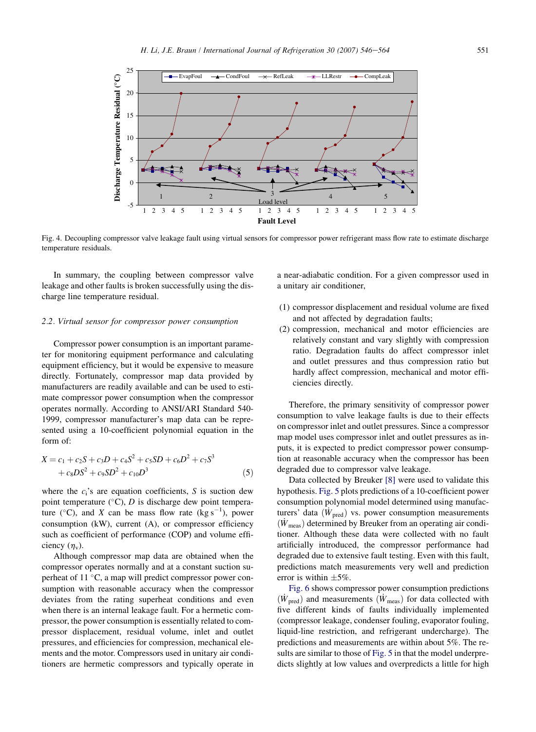Fig. 4. Decoupling compressor valve leakage fault using virtual sensors for compressor power refrigerant mass flow rate to estimate discharge temperature residuals.

In summary, the coupling between compressor valve leakage and other faults is broken successfully using the discharge line temperature residual.

### 2.2. Virtual sensor for compressor power consumption

Compressor power consumption is an important parameter for monitoring equipment performance and calculating equipment efficiency, but it would be expensive to measure directly. Fortunately, compressor map data provided by manufacturers are readily available and can be used to estimate compressor power consumption when the compressor operates normally. According to ANSI/ARI Standard 540-1999, compressor manufacturer's map data can be represented using a 10-coefficient polynomial equation in the form of:

$$X = c_1 + c_2S + c_3D + c_4S^2 + c_5SD + c_6D^2 + c_7S^3 + c_8DS^2 + c_9SD^2 + c_{10}D^3 \quad (5)$$

where the $c_i$'s are equation coefficients, $S$ is suction dew point temperature (°C), $D$ is discharge dew point temperature (°C), and $X$ can be mass flow rate (kg s$^{-1}$), power consumption (kW), current (A), or compressor efficiency such as coefficient of performance (COP) and volume efficiency ($\eta_v$).

Although compressor map data are obtained when the compressor operates normally and at a constant suction superheat of 11 °C, a map will predict compressor power consumption with reasonable accuracy when the compressor deviates from the rating superheat conditions and even when there is an internal leakage fault. For a hermetic compressor, the power consumption is essentially related to compressor displacement, residual volume, inlet and outlet pressures, and efficiencies for compression, mechanical elements and the motor. Compressors used in unitary air conditioners are hermetic compressors and typically operate in a near-adiabatic condition. For a given compressor used in a unitary air conditioner,

(1) compressor displacement and residual volume are fixed and not affected by degradation faults;
(2) compression, mechanical and motor efficiencies are relatively constant and vary slightly with compression ratio. Degradation faults do affect compressor inlet and outlet pressures and thus compression ratio but hardly affect compression, mechanical and motor efficiencies directly.

Therefore, the primary sensitivity of compressor power consumption to valve leakage faults is due to their effects on compressor inlet and outlet pressures. Since a compressor map model uses compressor inlet and outlet pressures as inputs, it is expected to predict compressor power consumption at reasonable accuracy when the compressor has been degraded due to compressor valve leakage.

Data collected by Breuker [8] were used to validate this hypothesis. Fig. 5 plots predictions of a 10-coefficient power consumption polynomial model determined using manufacturers' data ($\dot{W}_{pred}$) vs. power consumption measurements ($\dot{W}_{meas}$) determined by Breuker from an operating air conditioner. Although these data were collected with no fault artificially introduced, the compressor performance had degraded due to extensive fault testing. Even with this fault, predictions match measurements very well and prediction error is within ±5%.

Fig. 6 shows compressor power consumption predictions ($\dot{W}_{pred}$) and measurements ($\dot{W}_{meas}$) for data collected with five different kinds of faults individually implemented (compressor leakage, condenser fouling, evaporator fouling, liquid-line restriction, and refrigerant undercharge). The predictions and measurements are within about 5%. The results are similar to those of Fig. 5 in that the model underpredicts slightly at low values and overpredicts a little for high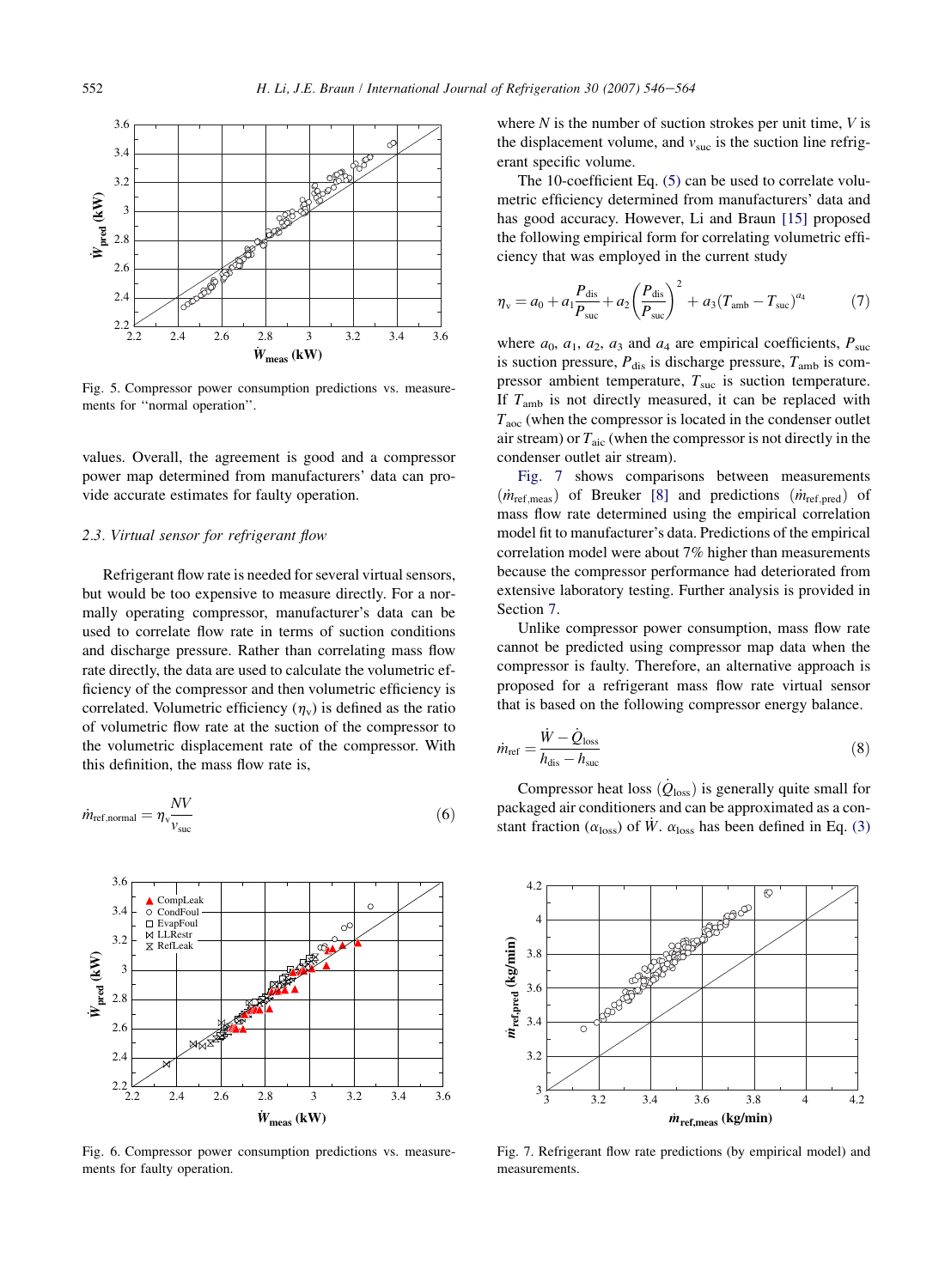Fig. 5. Compressor power consumption predictions vs. measurements for "normal operation".

values. Overall, the agreement is good and a compressor power map determined from manufacturers' data can provide accurate estimates for faulty operation.

### 2.3. Virtual sensor for refrigerant flow

Refrigerant flow rate is needed for several virtual sensors, but would be too expensive to measure directly. For a normally operating compressor, manufacturer's data can be used to correlate flow rate in terms of suction conditions and discharge pressure. Rather than correlating mass flow rate directly, the data are used to calculate the volumetric efficiency of the compressor and then volumetric efficiency is correlated. Volumetric efficiency ($\eta_v$) is defined as the ratio of volumetric flow rate at the suction of the compressor to the volumetric displacement rate of the compressor. With this definition, the mass flow rate is,

$$\dot{m}_{\text{ref,normal}} = \eta_v \frac{NV}{v_{\text{suc}}} \tag{6}$$

Fig. 6. Compressor power consumption predictions vs. measurements for faulty operation.

where $N$ is the number of suction strokes per unit time, $V$ is the displacement volume, and $v_{\text{suc}}$ is the suction line refrigerant specific volume.

The 10-coefficient Eq. (5) can be used to correlate volumetric efficiency determined from manufacturers' data and has good accuracy. However, Li and Braun [15] proposed the following empirical form for correlating volumetric efficiency that was employed in the current study

$$\eta_v = a_0 + a_1 \frac{P_{\text{dis}}}{P_{\text{suc}}} + a_2 \left( \frac{P_{\text{dis}}}{P_{\text{suc}}} \right)^2 + a_3 (T_{\text{amb}} - T_{\text{suc}})^{a_4} \tag{7}$$

where $a_0$, $a_1$, $a_2$, $a_3$ and $a_4$ are empirical coefficients, $P_{\text{suc}}$ is suction pressure, $P_{\text{dis}}$ is discharge pressure, $T_{\text{amb}}$ is compressor ambient temperature, $T_{\text{suc}}$ is suction temperature. If $T_{\text{amb}}$ is not directly measured, it can be replaced with $T_{\text{aoc}}$ (when the compressor is located in the condenser outlet air stream) or $T_{\text{aic}}$ (when the compressor is not directly in the condenser outlet air stream).

Fig. 7 shows comparisons between measurements ($\dot{m}_{\text{ref,meas}}$) of Breuker [8] and predictions ($\dot{m}_{\text{ref,pred}}$) of mass flow rate determined using the empirical correlation model fit to manufacturer's data. Predictions of the empirical correlation model were about 7% higher than measurements because the compressor performance had deteriorated from extensive laboratory testing. Further analysis is provided in Section 7.

Unlike compressor power consumption, mass flow rate cannot be predicted using compressor map data when the compressor is faulty. Therefore, an alternative approach is proposed for a refrigerant mass flow rate virtual sensor that is based on the following compressor energy balance.

$$\dot{m}_{\text{ref}} = \frac{\dot{W} - \dot{Q}_{\text{loss}}}{h_{\text{dis}} - h_{\text{suc}}} \tag{8}$$

Compressor heat loss ($\dot{Q}_{\text{loss}}$) is generally quite small for packaged air conditioners and can be approximated as a constant fraction ($\alpha_{\text{loss}}$) of $\dot{W}$. $\alpha_{\text{loss}}$ has been defined in Eq. (3)

Fig. 7. Refrigerant flow rate predictions (by empirical model) and measurements.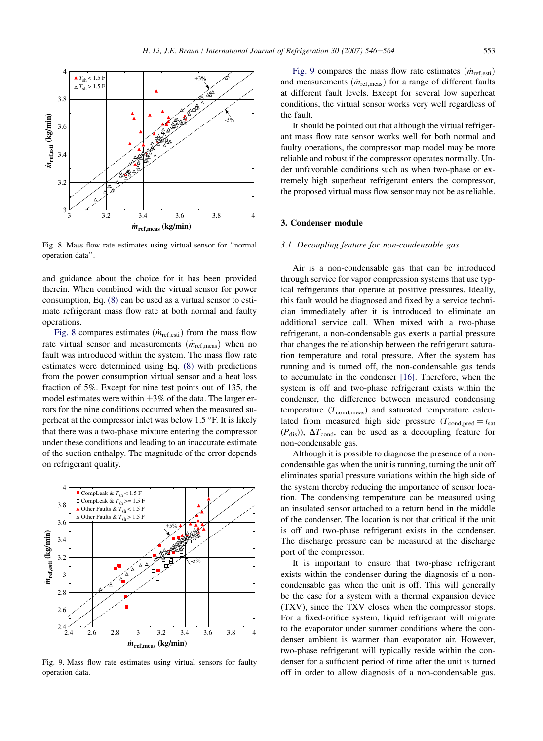Fig. 8. Mass flow rate estimates using virtual sensor for "normal operation data".

and guidance about the choice for it has been provided therein. When combined with the virtual sensor for power consumption, Eq. (8) can be used as a virtual sensor to estimate refrigerant mass flow rate at both normal and faulty operations.

Fig. 8 compares estimates ($\dot{m}_{ref,esti}$) from the mass flow rate virtual sensor and measurements ($\dot{m}_{ref,meas}$) when no fault was introduced within the system. The mass flow rate estimates were determined using Eq. (8) with predictions from the power consumption virtual sensor and a heat loss fraction of 5%. Except for nine test points out of 135, the model estimates were within ±3% of the data. The larger errors for the nine conditions occurred when the measured superheat at the compressor inlet was below 1.5 °F. It is likely that there was a two-phase mixture entering the compressor under these conditions and leading to an inaccurate estimate of the suction enthalpy. The magnitude of the error depends on refrigerant quality.

Fig. 9. Mass flow rate estimates using virtual sensors for faulty operation data.

Fig. 9 compares the mass flow rate estimates ($\dot{m}_{ref,esti}$) and measurements ($\dot{m}_{ref,meas}$) for a range of different faults at different fault levels. Except for several low superheat conditions, the virtual sensor works very well regardless of the fault.

It should be pointed out that although the virtual refrigerant mass flow rate sensor works well for both normal and faulty operations, the compressor map model may be more reliable and robust if the compressor operates normally. Under unfavorable conditions such as when two-phase or extremely high superheat refrigerant enters the compressor, the proposed virtual mass flow sensor may not be as reliable.

## 3. Condenser module

### 3.1. Decoupling feature for non-condensable gas

Air is a non-condensable gas that can be introduced through service for vapor compression systems that use typical refrigerants that operate at positive pressures. Ideally, this fault would be diagnosed and fixed by a service technician immediately after it is introduced to eliminate an additional service call. When mixed with a two-phase refrigerant, a non-condensable gas exerts a partial pressure that changes the relationship between the refrigerant saturation temperature and total pressure. After the system has running and is turned off, the non-condensable gas tends to accumulate in the condenser [16]. Therefore, when the system is off and two-phase refrigerant exists within the condenser, the difference between measured condensing temperature ($T_{cond,meas}$) and saturated temperature calculated from measured high side pressure ($T_{cond,pred} = t_{sat}(P_{dis})$), $\Delta T_{cond}$, can be used as a decoupling feature for non-condensable gas.

Although it is possible to diagnose the presence of a non-condensable gas when the unit is running, turning the unit off eliminates spatial pressure variations within the high side of the system thereby reducing the importance of sensor location. The condensing temperature can be measured using an insulated sensor attached to a return bend in the middle of the condenser. The location is not that critical if the unit is off and two-phase refrigerant exists in the condenser. The discharge pressure can be measured at the discharge port of the compressor.

It is important to ensure that two-phase refrigerant exists within the condenser during the diagnosis of a non-condensable gas when the unit is off. This will generally be the case for a system with a thermal expansion device (TXV), since the TXV closes when the compressor stops. For a fixed-orifice system, liquid refrigerant will migrate to the evaporator under summer conditions where the condenser ambient is warmer than evaporator air. However, two-phase refrigerant will typically reside within the condenser for a sufficient period of time after the unit is turned off in order to allow diagnosis of a non-condensable gas.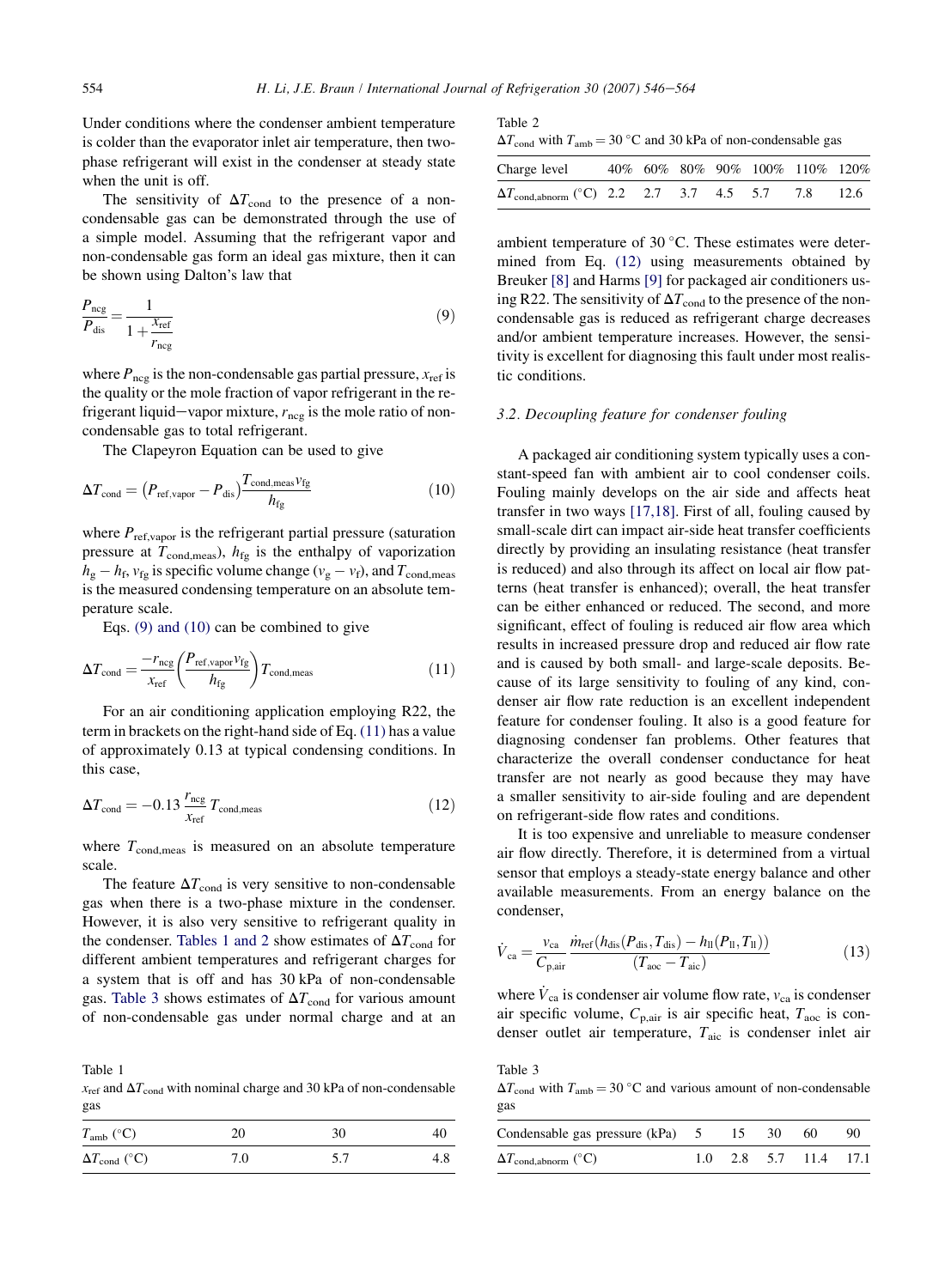Under conditions where the condenser ambient temperature is colder than the evaporator inlet air temperature, then two-phase refrigerant will exist in the condenser at steady state when the unit is off.

The sensitivity of $\Delta T_{cond}$ to the presence of a non-condensable gas can be demonstrated through the use of a simple model. Assuming that the refrigerant vapor and non-condensable gas form an ideal gas mixture, then it can be shown using Dalton's law that

$$\frac{P_{ncg}}{P_{dis}} = \frac{1}{1 + \frac{x_{ref}}{r_{ncg}}} \tag{9}$$

where $P_{ncg}$ is the non-condensable gas partial pressure, $x_{ref}$ is the quality or the mole fraction of vapor refrigerant in the refrigerant liquid−vapor mixture, $r_{ncg}$ is the mole ratio of non-condensable gas to total refrigerant.

The Clapeyron Equation can be used to give

$$\Delta T_{cond} = \left(P_{ref,vapor} - P_{dis}\right)\frac{T_{cond,meas} v_{fg}}{h_{fg}} \tag{10}$$

where $P_{ref,vapor}$ is the refrigerant partial pressure (saturation pressure at $T_{cond,meas}$), $h_{fg}$ is the enthalpy of vaporization $h_g - h_f$, $v_{fg}$ is specific volume change ($v_g - v_f$), and $T_{cond,meas}$ is the measured condensing temperature on an absolute temperature scale.

Eqs. (9) and (10) can be combined to give

$$\Delta T_{cond} = \frac{-r_{ncg}}{x_{ref}}\left(\frac{P_{ref,vapor} v_{fg}}{h_{fg}}\right) T_{cond,meas} \tag{11}$$

For an air conditioning application employing R22, the term in brackets on the right-hand side of Eq. (11) has a value of approximately 0.13 at typical condensing conditions. In this case,

$$\Delta T_{cond} = -0.13\,\frac{r_{ncg}}{x_{ref}}\,T_{cond,meas} \tag{12}$$

where $T_{cond,meas}$ is measured on an absolute temperature scale.

The feature $\Delta T_{cond}$ is very sensitive to non-condensable gas when there is a two-phase mixture in the condenser. However, it is also very sensitive to refrigerant quality in the condenser. Tables 1 and 2 show estimates of $\Delta T_{cond}$ for different ambient temperatures and refrigerant charges for a system that is off and has 30 kPa of non-condensable gas. Table 3 shows estimates of $\Delta T_{cond}$ for various amount of non-condensable gas under normal charge and at an ambient temperature of 30 °C. These estimates were determined from Eq. (12) using measurements obtained by Breuker [8] and Harms [9] for packaged air conditioners using R22. The sensitivity of $\Delta T_{cond}$ to the presence of the non-condensable gas is reduced as refrigerant charge decreases and/or ambient temperature increases. However, the sensitivity is excellent for diagnosing this fault under most realistic conditions.

Table 1
$x_{ref}$ and $\Delta T_{cond}$ with nominal charge and 30 kPa of non-condensable gas

| $T_{amb}$ (°C) | 20 | 30 | 40 |
|---|---|---|---|
| $\Delta T_{cond}$ (°C) | 7.0 | 5.7 | 4.8 |

Table 2
$\Delta T_{cond}$ with $T_{amb} = 30$ °C and 30 kPa of non-condensable gas

| Charge level | 40% | 60% | 80% | 90% | 100% | 110% | 120% |
|---|---|---|---|---|---|---|---|
| $\Delta T_{cond,abnorm}$ (°C) | 2.2 | 2.7 | 3.7 | 4.5 | 5.7 | 7.8 | 12.6 |

Table 3
$\Delta T_{cond}$ with $T_{amb} = 30$ °C and various amount of non-condensable gas

| Condensable gas pressure (kPa) | 5 | 15 | 30 | 60 | 90 |
|---|---|---|---|---|---|
| $\Delta T_{cond,abnorm}$ (°C) | 1.0 | 2.8 | 5.7 | 11.4 | 17.1 |

### 3.2. Decoupling feature for condenser fouling

A packaged air conditioning system typically uses a constant-speed fan with ambient air to cool condenser coils. Fouling mainly develops on the air side and affects heat transfer in two ways [17,18]. First of all, fouling caused by small-scale dirt can impact air-side heat transfer coefficients directly by providing an insulating resistance (heat transfer is reduced) and also through its affect on local air flow patterns (heat transfer is enhanced); overall, the heat transfer can be either enhanced or reduced. The second, and more significant, effect of fouling is reduced air flow area which results in increased pressure drop and reduced air flow rate and is caused by both small- and large-scale deposits. Because of its large sensitivity to fouling of any kind, condenser air flow rate reduction is an excellent independent feature for condenser fouling. It also is a good feature for diagnosing condenser fan problems. Other features that characterize the overall condenser conductance for heat transfer are not nearly as good because they may have a smaller sensitivity to air-side fouling and are dependent on refrigerant-side flow rates and conditions.

It is too expensive and unreliable to measure condenser air flow directly. Therefore, it is determined from a virtual sensor that employs a steady-state energy balance and other available measurements. From an energy balance on the condenser,

$$\dot{V}_{ca} = \frac{v_{ca}}{C_{p,air}}\,\frac{\dot{m}_{ref}\left(h_{dis}(P_{dis}, T_{dis}) - h_{ll}(P_{ll}, T_{ll})\right)}{(T_{aoc} - T_{aic})} \tag{13}$$

where $\dot{V}_{ca}$ is condenser air volume flow rate, $v_{ca}$ is condenser air specific volume, $C_{p,air}$ is air specific heat, $T_{aoc}$ is condenser outlet air temperature, $T_{aic}$ is condenser inlet air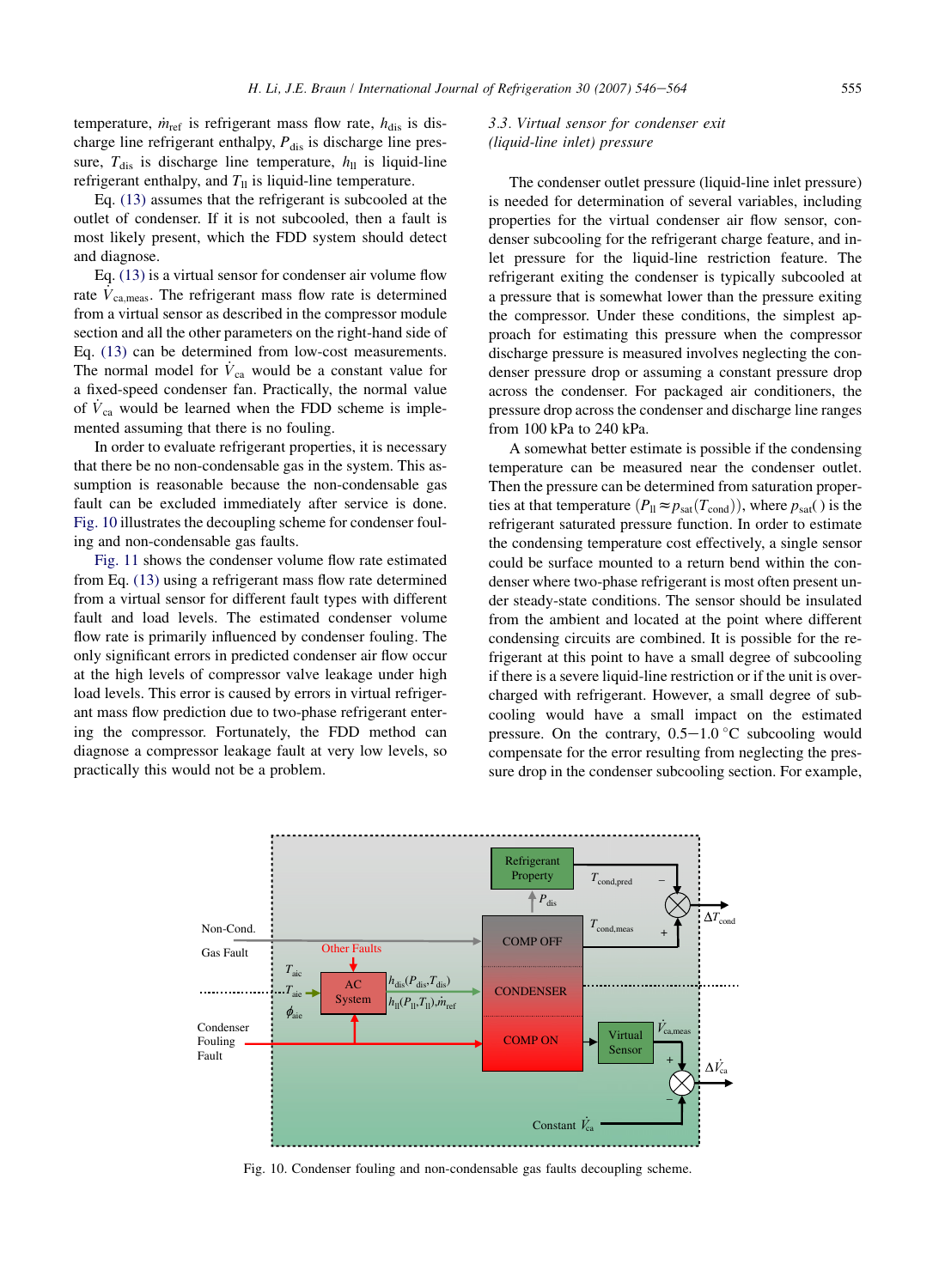temperature, $\dot{m}_{ref}$ is refrigerant mass flow rate, $h_{dis}$ is discharge line refrigerant enthalpy, $P_{dis}$ is discharge line pressure, $T_{dis}$ is discharge line temperature, $h_{ll}$ is liquid-line refrigerant enthalpy, and $T_{ll}$ is liquid-line temperature.

Eq. (13) assumes that the refrigerant is subcooled at the outlet of condenser. If it is not subcooled, then a fault is most likely present, which the FDD system should detect and diagnose.

Eq. (13) is a virtual sensor for condenser air volume flow rate $\dot{V}_{ca,meas}$. The refrigerant mass flow rate is determined from a virtual sensor as described in the compressor module section and all the other parameters on the right-hand side of Eq. (13) can be determined from low-cost measurements. The normal model for $\dot{V}_{ca}$ would be a constant value for a fixed-speed condenser fan. Practically, the normal value of $\dot{V}_{ca}$ would be learned when the FDD scheme is implemented assuming that there is no fouling.

In order to evaluate refrigerant properties, it is necessary that there be no non-condensable gas in the system. This assumption is reasonable because the non-condensable gas fault can be excluded immediately after service is done. Fig. 10 illustrates the decoupling scheme for condenser fouling and non-condensable gas faults.

Fig. 11 shows the condenser volume flow rate estimated from Eq. (13) using a refrigerant mass flow rate determined from a virtual sensor for different fault types with different fault and load levels. The estimated condenser volume flow rate is primarily influenced by condenser fouling. The only significant errors in predicted condenser air flow occur at the high levels of compressor valve leakage under high load levels. This error is caused by errors in virtual refrigerant mass flow prediction due to two-phase refrigerant entering the compressor. Fortunately, the FDD method can diagnose a compressor leakage fault at very low levels, so practically this would not be a problem.

### 3.3. Virtual sensor for condenser exit (liquid-line inlet) pressure

The condenser outlet pressure (liquid-line inlet pressure) is needed for determination of several variables, including properties for the virtual condenser air flow sensor, condenser subcooling for the refrigerant charge feature, and inlet pressure for the liquid-line restriction feature. The refrigerant exiting the condenser is typically subcooled at a pressure that is somewhat lower than the pressure exiting the compressor. Under these conditions, the simplest approach for estimating this pressure when the compressor discharge pressure is measured involves neglecting the condenser pressure drop or assuming a constant pressure drop across the condenser. For packaged air conditioners, the pressure drop across the condenser and discharge line ranges from 100 kPa to 240 kPa.

A somewhat better estimate is possible if the condensing temperature can be measured near the condenser outlet. Then the pressure can be determined from saturation properties at that temperature ($P_{ll} \approx p_{sat}(T_{cond})$), where $p_{sat}(\,)$ is the refrigerant saturated pressure function. In order to estimate the condensing temperature cost effectively, a single sensor could be surface mounted to a return bend within the condenser where two-phase refrigerant is most often present under steady-state conditions. The sensor should be insulated from the ambient and located at the point where different condensing circuits are combined. It is possible for the refrigerant at this point to have a small degree of subcooling if there is a severe liquid-line restriction or if the unit is overcharged with refrigerant. However, a small degree of subcooling would have a small impact on the estimated pressure. On the contrary, 0.5–1.0 °C subcooling would compensate for the error resulting from neglecting the pressure drop in the condenser subcooling section. For example,

Fig. 10. Condenser fouling and non-condensable gas faults decoupling scheme.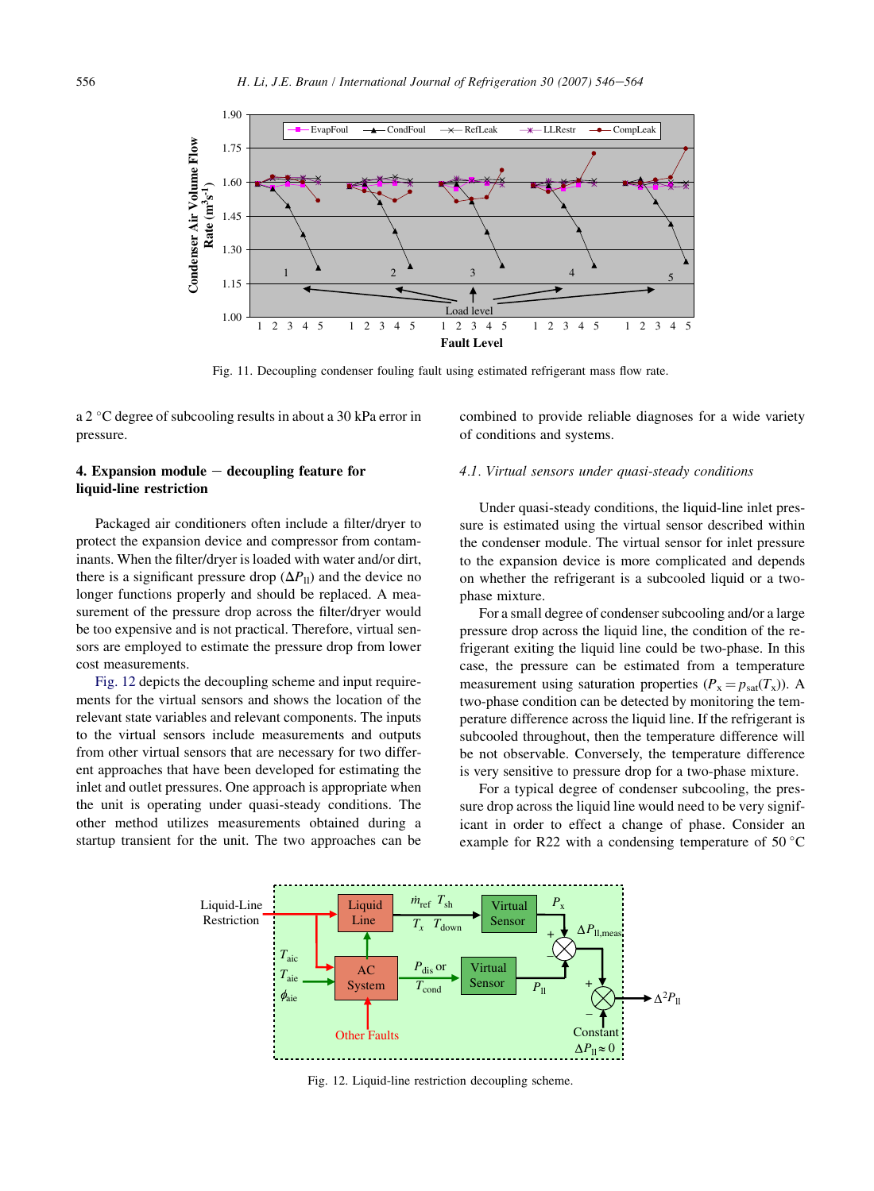Fig. 11. Decoupling condenser fouling fault using estimated refrigerant mass flow rate.

a 2 °C degree of subcooling results in about a 30 kPa error in pressure.

## 4. Expansion module – decoupling feature for liquid-line restriction

Packaged air conditioners often include a filter/dryer to protect the expansion device and compressor from contaminants. When the filter/dryer is loaded with water and/or dirt, there is a significant pressure drop ($\Delta P_{ll}$) and the device no longer functions properly and should be replaced. A measurement of the pressure drop across the filter/dryer would be too expensive and is not practical. Therefore, virtual sensors are employed to estimate the pressure drop from lower cost measurements.

Fig. 12 depicts the decoupling scheme and input requirements for the virtual sensors and shows the location of the relevant state variables and relevant components. The inputs to the virtual sensors include measurements and outputs from other virtual sensors that are necessary for two different approaches that have been developed for estimating the inlet and outlet pressures. One approach is appropriate when the unit is operating under quasi-steady conditions. The other method utilizes measurements obtained during a startup transient for the unit. The two approaches can be combined to provide reliable diagnoses for a wide variety of conditions and systems.

### 4.1. Virtual sensors under quasi-steady conditions

Under quasi-steady conditions, the liquid-line inlet pressure is estimated using the virtual sensor described within the condenser module. The virtual sensor for inlet pressure to the expansion device is more complicated and depends on whether the refrigerant is a subcooled liquid or a two-phase mixture.

For a small degree of condenser subcooling and/or a large pressure drop across the liquid line, the condition of the refrigerant exiting the liquid line could be two-phase. In this case, the pressure can be estimated from a temperature measurement using saturation properties ($P_x = p_{sat}(T_x)$). A two-phase condition can be detected by monitoring the temperature difference across the liquid line. If the refrigerant is subcooled throughout, then the temperature difference will be not observable. Conversely, the temperature difference is very sensitive to pressure drop for a two-phase mixture.

For a typical degree of condenser subcooling, the pressure drop across the liquid line would need to be very significant in order to effect a change of phase. Consider an example for R22 with a condensing temperature of 50 °C

Fig. 12. Liquid-line restriction decoupling scheme.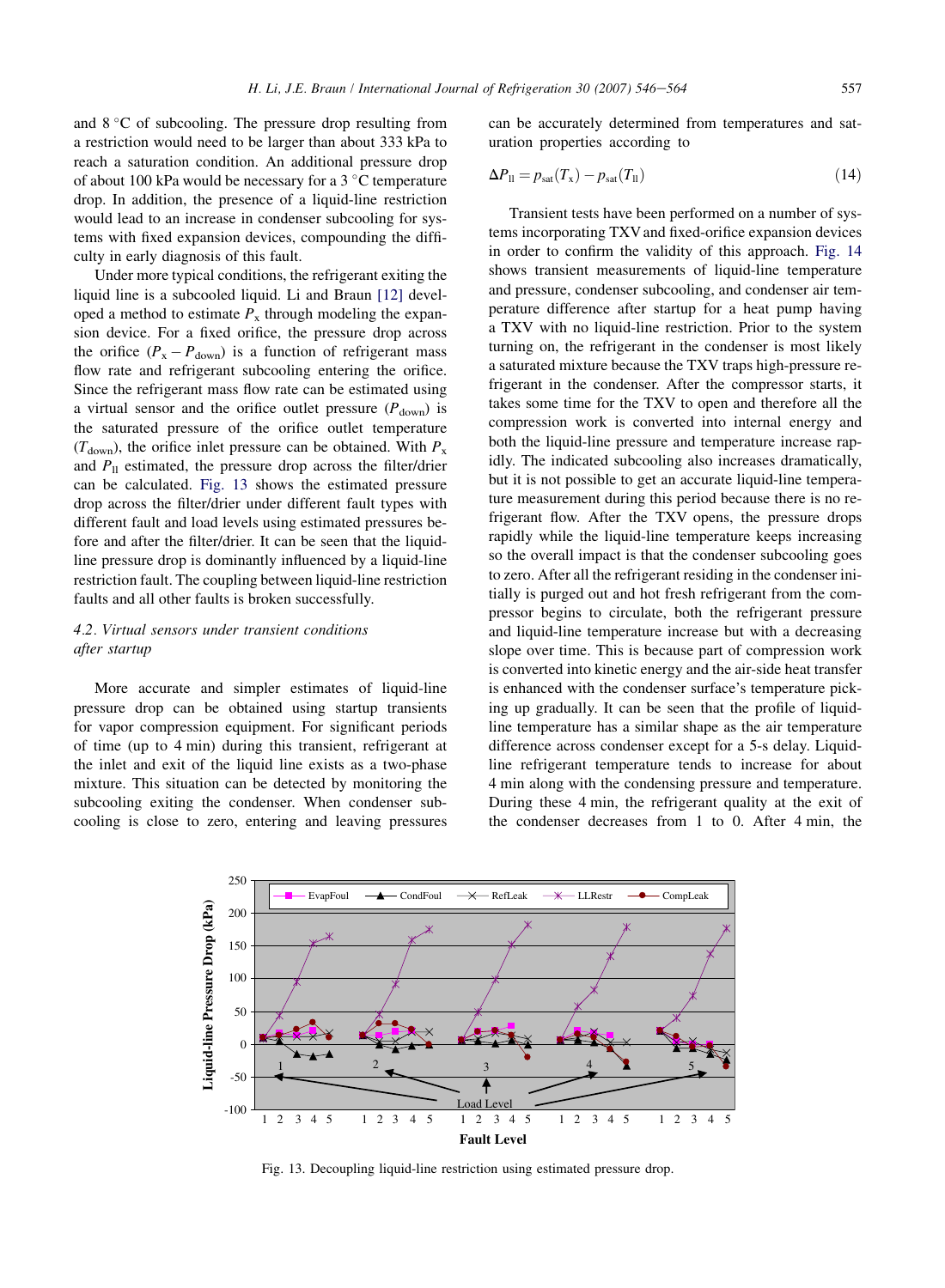and 8 °C of subcooling. The pressure drop resulting from a restriction would need to be larger than about 333 kPa to reach a saturation condition. An additional pressure drop of about 100 kPa would be necessary for a 3 °C temperature drop. In addition, the presence of a liquid-line restriction would lead to an increase in condenser subcooling for systems with fixed expansion devices, compounding the difficulty in early diagnosis of this fault.

Under more typical conditions, the refrigerant exiting the liquid line is a subcooled liquid. Li and Braun [12] developed a method to estimate $P_x$ through modeling the expansion device. For a fixed orifice, the pressure drop across the orifice ($P_x - P_{down}$) is a function of refrigerant mass flow rate and refrigerant subcooling entering the orifice. Since the refrigerant mass flow rate can be estimated using a virtual sensor and the orifice outlet pressure ($P_{down}$) is the saturated pressure of the orifice outlet temperature ($T_{down}$), the orifice inlet pressure can be obtained. With $P_x$ and $P_{ll}$ estimated, the pressure drop across the filter/drier can be calculated. Fig. 13 shows the estimated pressure drop across the filter/drier under different fault types with different fault and load levels using estimated pressures before and after the filter/drier. It can be seen that the liquid-line pressure drop is dominantly influenced by a liquid-line restriction fault. The coupling between liquid-line restriction faults and all other faults is broken successfully.

### 4.2. Virtual sensors under transient conditions after startup

More accurate and simpler estimates of liquid-line pressure drop can be obtained using startup transients for vapor compression equipment. For significant periods of time (up to 4 min) during this transient, refrigerant at the inlet and exit of the liquid line exists as a two-phase mixture. This situation can be detected by monitoring the subcooling exiting the condenser. When condenser subcooling is close to zero, entering and leaving pressures can be accurately determined from temperatures and saturation properties according to

$$\Delta P_{ll} = p_{sat}(T_x) - p_{sat}(T_{ll}) \tag{14}$$

Transient tests have been performed on a number of systems incorporating TXV and fixed-orifice expansion devices in order to confirm the validity of this approach. Fig. 14 shows transient measurements of liquid-line temperature and pressure, condenser subcooling, and condenser air temperature difference after startup for a heat pump having a TXV with no liquid-line restriction. Prior to the system turning on, the refrigerant in the condenser is most likely a saturated mixture because the TXV traps high-pressure refrigerant in the condenser. After the compressor starts, it takes some time for the TXV to open and therefore all the compression work is converted into internal energy and both the liquid-line pressure and temperature increase rapidly. The indicated subcooling also increases dramatically, but it is not possible to get an accurate liquid-line temperature measurement during this period because there is no refrigerant flow. After the TXV opens, the pressure drops rapidly while the liquid-line temperature keeps increasing so the overall impact is that the condenser subcooling goes to zero. After all the refrigerant residing in the condenser initially is purged out and hot fresh refrigerant from the compressor begins to circulate, both the refrigerant pressure and liquid-line temperature increase but with a decreasing slope over time. This is because part of compression work is converted into kinetic energy and the air-side heat transfer is enhanced with the condenser surface's temperature picking up gradually. It can be seen that the profile of liquid-line temperature has a similar shape as the air temperature difference across condenser except for a 5-s delay. Liquid-line refrigerant temperature tends to increase for about 4 min along with the condensing pressure and temperature. During these 4 min, the refrigerant quality at the exit of the condenser decreases from 1 to 0. After 4 min, the

Fig. 13. Decoupling liquid-line restriction using estimated pressure drop.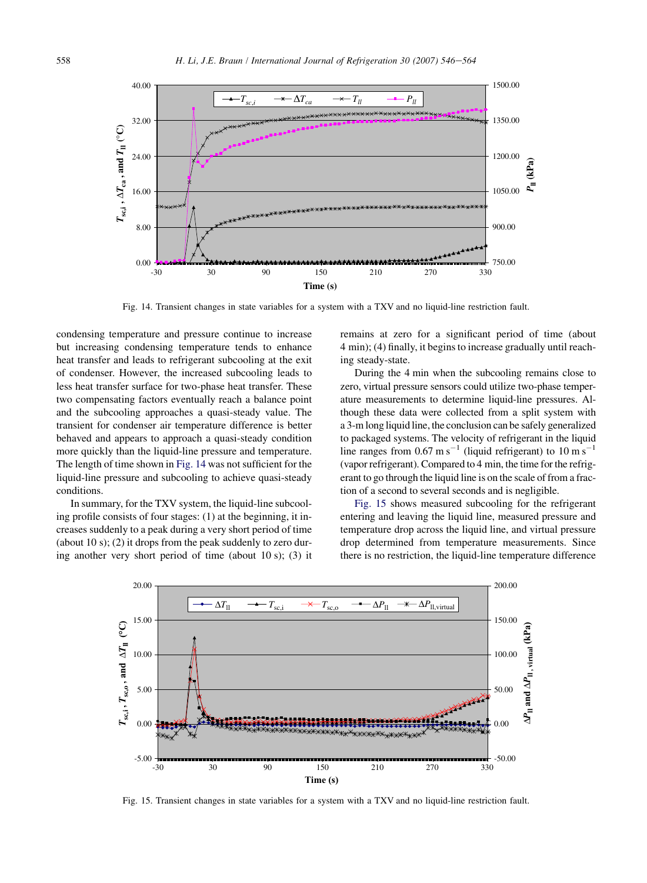Fig. 14. Transient changes in state variables for a system with a TXV and no liquid-line restriction fault.

condensing temperature and pressure continue to increase but increasing condensing temperature tends to enhance heat transfer and leads to refrigerant subcooling at the exit of condenser. However, the increased subcooling leads to less heat transfer surface for two-phase heat transfer. These two compensating factors eventually reach a balance point and the subcooling approaches a quasi-steady value. The transient for condenser air temperature difference is better behaved and appears to approach a quasi-steady condition more quickly than the liquid-line pressure and temperature. The length of time shown in Fig. 14 was not sufficient for the liquid-line pressure and subcooling to achieve quasi-steady conditions.

In summary, for the TXV system, the liquid-line subcooling profile consists of four stages: (1) at the beginning, it increases suddenly to a peak during a very short period of time (about 10 s); (2) it drops from the peak suddenly to zero during another very short period of time (about 10 s); (3) it remains at zero for a significant period of time (about 4 min); (4) finally, it begins to increase gradually until reaching steady-state.

During the 4 min when the subcooling remains close to zero, virtual pressure sensors could utilize two-phase temperature measurements to determine liquid-line pressures. Although these data were collected from a split system with a 3-m long liquid line, the conclusion can be safely generalized to packaged systems. The velocity of refrigerant in the liquid line ranges from 0.67 $m\,s^{-1}$ (liquid refrigerant) to 10 $m\,s^{-1}$ (vapor refrigerant). Compared to 4 min, the time for the refrigerant to go through the liquid line is on the scale of from a fraction of a second to several seconds and is negligible.

Fig. 15 shows measured subcooling for the refrigerant entering and leaving the liquid line, measured pressure and temperature drop across the liquid line, and virtual pressure drop determined from temperature measurements. Since there is no restriction, the liquid-line temperature difference

Fig. 15. Transient changes in state variables for a system with a TXV and no liquid-line restriction fault.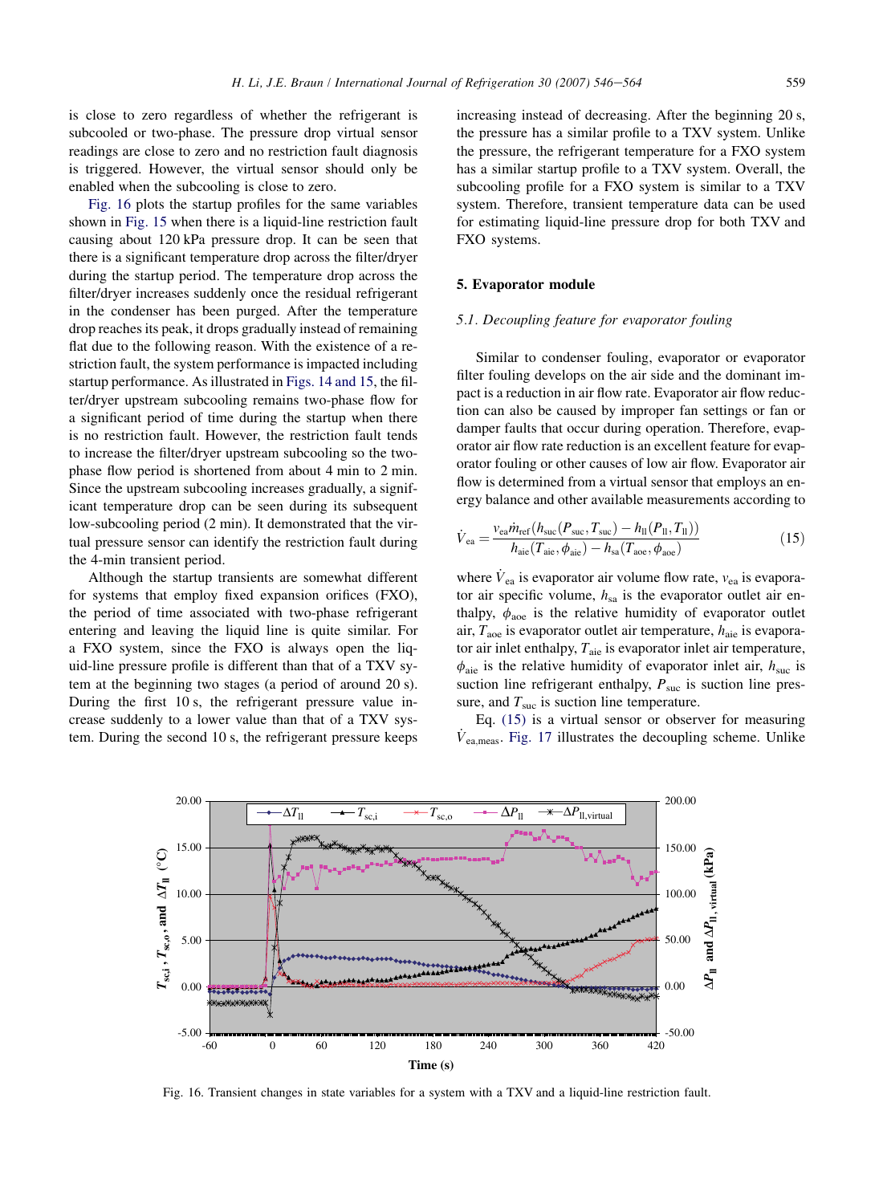is close to zero regardless of whether the refrigerant is subcooled or two-phase. The pressure drop virtual sensor readings are close to zero and no restriction fault diagnosis is triggered. However, the virtual sensor should only be enabled when the subcooling is close to zero.

Fig. 16 plots the startup profiles for the same variables shown in Fig. 15 when there is a liquid-line restriction fault causing about 120 kPa pressure drop. It can be seen that there is a significant temperature drop across the filter/dryer during the startup period. The temperature drop across the filter/dryer increases suddenly once the residual refrigerant in the condenser has been purged. After the temperature drop reaches its peak, it drops gradually instead of remaining flat due to the following reason. With the existence of a restriction fault, the system performance is impacted including startup performance. As illustrated in Figs. 14 and 15, the filter/dryer upstream subcooling remains two-phase flow for a significant period of time during the startup when there is no restriction fault. However, the restriction fault tends to increase the filter/dryer upstream subcooling so the two-phase flow period is shortened from about 4 min to 2 min. Since the upstream subcooling increases gradually, a significant temperature drop can be seen during its subsequent low-subcooling period (2 min). It demonstrated that the virtual pressure sensor can identify the restriction fault during the 4-min transient period.

Although the startup transients are somewhat different for systems that employ fixed expansion orifices (FXO), the period of time associated with two-phase refrigerant entering and leaving the liquid line is quite similar. For a FXO system, since the FXO is always open the liquid-line pressure profile is different than that of a TXV system at the beginning two stages (a period of around 20 s). During the first 10 s, the refrigerant pressure value increase suddenly to a lower value than that of a TXV system. During the second 10 s, the refrigerant pressure keeps increasing instead of decreasing. After the beginning 20 s, the pressure has a similar profile to a TXV system. Unlike the pressure, the refrigerant temperature for a FXO system has a similar startup profile to a TXV system. Overall, the subcooling profile for a FXO system is similar to a TXV system. Therefore, transient temperature data can be used for estimating liquid-line pressure drop for both TXV and FXO systems.

## 5. Evaporator module

### 5.1. Decoupling feature for evaporator fouling

Similar to condenser fouling, evaporator or evaporator filter fouling develops on the air side and the dominant impact is a reduction in air flow rate. Evaporator air flow reduction can also be caused by improper fan settings or fan or damper faults that occur during operation. Therefore, evaporator air flow rate reduction is an excellent feature for evaporator fouling or other causes of low air flow. Evaporator air flow is determined from a virtual sensor that employs an energy balance and other available measurements according to

$$\dot{V}_{ea} = \frac{v_{ea}\dot{m}_{ref}(h_{suc}(P_{suc}, T_{suc}) - h_{ll}(P_{ll}, T_{ll}))}{h_{aie}(T_{aie}, \phi_{aie}) - h_{sa}(T_{aoe}, \phi_{aoe})} \tag{15}$$

where $\dot{V}_{ea}$ is evaporator air volume flow rate, $v_{ea}$ is evaporator air specific volume, $h_{sa}$ is the evaporator outlet air enthalpy, $\phi_{aoe}$ is the relative humidity of evaporator outlet air, $T_{aoe}$ is evaporator outlet air temperature, $h_{aie}$ is evaporator air inlet enthalpy, $T_{aie}$ is evaporator inlet air temperature, $\phi_{aie}$ is the relative humidity of evaporator inlet air, $h_{suc}$ is suction line refrigerant enthalpy, $P_{suc}$ is suction line pressure, and $T_{suc}$ is suction line temperature.

Eq. (15) is a virtual sensor or observer for measuring $\dot{V}_{ea,meas}$. Fig. 17 illustrates the decoupling scheme. Unlike

Fig. 16. Transient changes in state variables for a system with a TXV and a liquid-line restriction fault.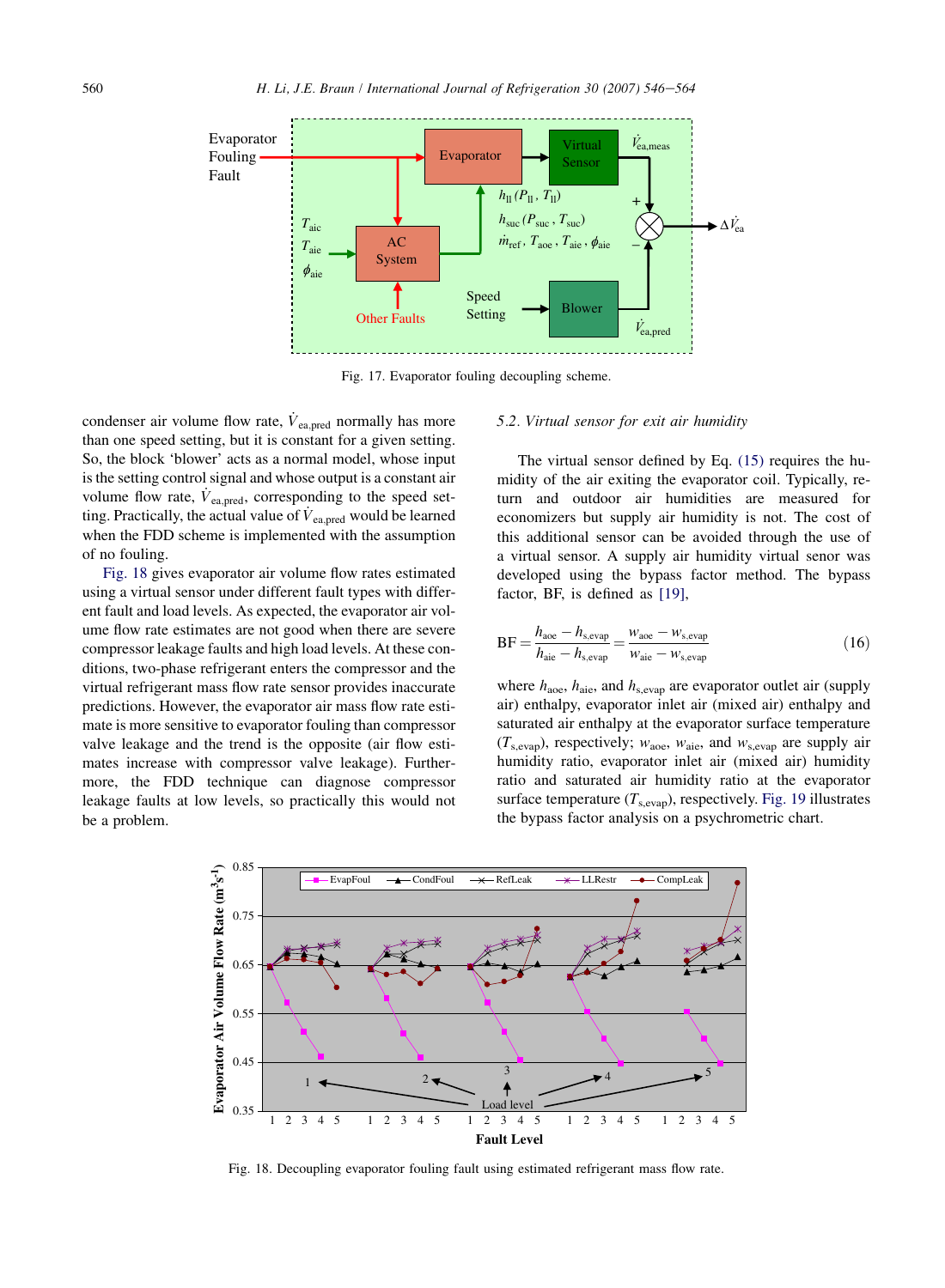Fig. 17. Evaporator fouling decoupling scheme.

condenser air volume flow rate, $\dot{V}_{ea,pred}$ normally has more than one speed setting, but it is constant for a given setting. So, the block 'blower' acts as a normal model, whose input is the setting control signal and whose output is a constant air volume flow rate, $\dot{V}_{ea,pred}$, corresponding to the speed setting. Practically, the actual value of $\dot{V}_{ea,pred}$ would be learned when the FDD scheme is implemented with the assumption of no fouling.

Fig. 18 gives evaporator air volume flow rates estimated using a virtual sensor under different fault types with different fault and load levels. As expected, the evaporator air volume flow rate estimates are not good when there are severe compressor leakage faults and high load levels. At these conditions, two-phase refrigerant enters the compressor and the virtual refrigerant mass flow rate sensor provides inaccurate predictions. However, the evaporator air mass flow rate estimate is more sensitive to evaporator fouling than compressor valve leakage and the trend is the opposite (air flow estimates increase with compressor valve leakage). Furthermore, the FDD technique can diagnose compressor leakage faults at low levels, so practically this would not be a problem.

### 5.2. Virtual sensor for exit air humidity

The virtual sensor defined by Eq. (15) requires the humidity of the air exiting the evaporator coil. Typically, return and outdoor air humidities are measured for economizers but supply air humidity is not. The cost of this additional sensor can be avoided through the use of a virtual sensor. A supply air humidity virtual senor was developed using the bypass factor method. The bypass factor, BF, is defined as [19],

$$\mathrm{BF} = \frac{h_{aoe} - h_{s,evap}}{h_{aie} - h_{s,evap}} = \frac{w_{aoe} - w_{s,evap}}{w_{aie} - w_{s,evap}} \tag{16}$$

where $h_{aoe}$, $h_{aie}$, and $h_{s,evap}$ are evaporator outlet air (supply air) enthalpy, evaporator inlet air (mixed air) enthalpy and saturated air enthalpy at the evaporator surface temperature ($T_{s,evap}$), respectively; $w_{aoe}$, $w_{aie}$, and $w_{s,evap}$ are supply air humidity ratio, evaporator inlet air (mixed air) humidity ratio and saturated air humidity ratio at the evaporator surface temperature ($T_{s,evap}$), respectively. Fig. 19 illustrates the bypass factor analysis on a psychrometric chart.

Fig. 18. Decoupling evaporator fouling fault using estimated refrigerant mass flow rate.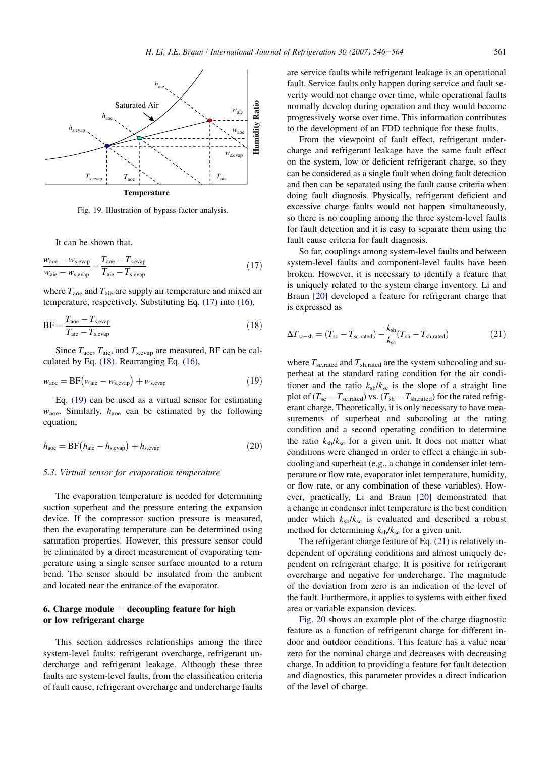Fig. 19. Illustration of bypass factor analysis.

It can be shown that,

$$\frac{w_{\mathrm{aoe}} - w_{\mathrm{s,evap}}}{w_{\mathrm{aie}} - w_{\mathrm{s,evap}}} = \frac{T_{\mathrm{aoe}} - T_{\mathrm{s,evap}}}{T_{\mathrm{aie}} - T_{\mathrm{s,evap}}} \tag{17}$$

where $T_{\mathrm{aoe}}$ and $T_{\mathrm{aie}}$ are supply air temperature and mixed air temperature, respectively. Substituting Eq. (17) into (16),

$$\mathrm{BF} = \frac{T_{\mathrm{aoe}} - T_{\mathrm{s,evap}}}{T_{\mathrm{aie}} - T_{\mathrm{s,evap}}} \tag{18}$$

Since $T_{\mathrm{aoe}}$, $T_{\mathrm{aie}}$, and $T_{\mathrm{s,evap}}$ are measured, BF can be calculated by Eq. (18). Rearranging Eq. (16),

$$w_{\mathrm{aoe}} = \mathrm{BF}\left(w_{\mathrm{aie}} - w_{\mathrm{s,evap}}\right) + w_{\mathrm{s,evap}} \tag{19}$$

Eq. (19) can be used as a virtual sensor for estimating $w_{\mathrm{aoe}}$. Similarly, $h_{\mathrm{aoe}}$ can be estimated by the following equation,

$$h_{\mathrm{aoe}} = \mathrm{BF}\left(h_{\mathrm{aie}} - h_{\mathrm{s,evap}}\right) + h_{\mathrm{s,evap}} \tag{20}$$

### *5.3. Virtual sensor for evaporation temperature*

The evaporation temperature is needed for determining suction superheat and the pressure entering the expansion device. If the compressor suction pressure is measured, then the evaporating temperature can be determined using saturation properties. However, this pressure sensor could be eliminated by a direct measurement of evaporating temperature using a single sensor surface mounted to a return bend. The sensor should be insulated from the ambient and located near the entrance of the evaporator.

## 6. Charge module − decoupling feature for high or low refrigerant charge

This section addresses relationships among the three system-level faults: refrigerant overcharge, refrigerant undercharge and refrigerant leakage. Although these three faults are system-level faults, from the classification criteria of fault cause, refrigerant overcharge and undercharge faults are service faults while refrigerant leakage is an operational fault. Service faults only happen during service and fault severity would not change over time, while operational faults normally develop during operation and they would become progressively worse over time. This information contributes to the development of an FDD technique for these faults.

From the viewpoint of fault effect, refrigerant undercharge and refrigerant leakage have the same fault effect on the system, low or deficient refrigerant charge, so they can be considered as a single fault when doing fault detection and then can be separated using the fault cause criteria when doing fault diagnosis. Physically, refrigerant deficient and excessive charge faults would not happen simultaneously, so there is no coupling among the three system-level faults for fault detection and it is easy to separate them using the fault cause criteria for fault diagnosis.

So far, couplings among system-level faults and between system-level faults and component-level faults have been broken. However, it is necessary to identify a feature that is uniquely related to the system charge inventory. Li and Braun [20] developed a feature for refrigerant charge that is expressed as

$$\Delta T_{\mathrm{sc-sh}} = \left(T_{\mathrm{sc}} - T_{\mathrm{sc,rated}}\right) - \frac{k_{\mathrm{sh}}}{k_{\mathrm{sc}}}\left(T_{\mathrm{sh}} - T_{\mathrm{sh,rated}}\right) \tag{21}$$

where $T_{\mathrm{sc,rated}}$ and $T_{\mathrm{sh,rated}}$ are the system subcooling and superheat at the standard rating condition for the air conditioner and the ratio $k_{\mathrm{sh}}/k_{\mathrm{sc}}$ is the slope of a straight line plot of $(T_{\mathrm{sc}} - T_{\mathrm{sc,rated}})$ vs. $(T_{\mathrm{sh}} - T_{\mathrm{sh,rated}})$ for the rated refrigerant charge. Theoretically, it is only necessary to have measurements of superheat and subcooling at the rating condition and a second operating condition to determine the ratio $k_{\mathrm{sh}}/k_{\mathrm{sc}}$ for a given unit. It does not matter what conditions were changed in order to effect a change in subcooling and superheat (e.g., a change in condenser inlet temperature or flow rate, evaporator inlet temperature, humidity, or flow rate, or any combination of these variables). However, practically, Li and Braun [20] demonstrated that a change in condenser inlet temperature is the best condition under which $k_{\mathrm{sh}}/k_{\mathrm{sc}}$ is evaluated and described a robust method for determining $k_{\mathrm{sh}}/k_{\mathrm{sc}}$ for a given unit.

The refrigerant charge feature of Eq. (21) is relatively independent of operating conditions and almost uniquely dependent on refrigerant charge. It is positive for refrigerant overcharge and negative for undercharge. The magnitude of the deviation from zero is an indication of the level of the fault. Furthermore, it applies to systems with either fixed area or variable expansion devices.

Fig. 20 shows an example plot of the charge diagnostic feature as a function of refrigerant charge for different indoor and outdoor conditions. This feature has a value near zero for the nominal charge and decreases with decreasing charge. In addition to providing a feature for fault detection and diagnostics, this parameter provides a direct indication of the level of charge.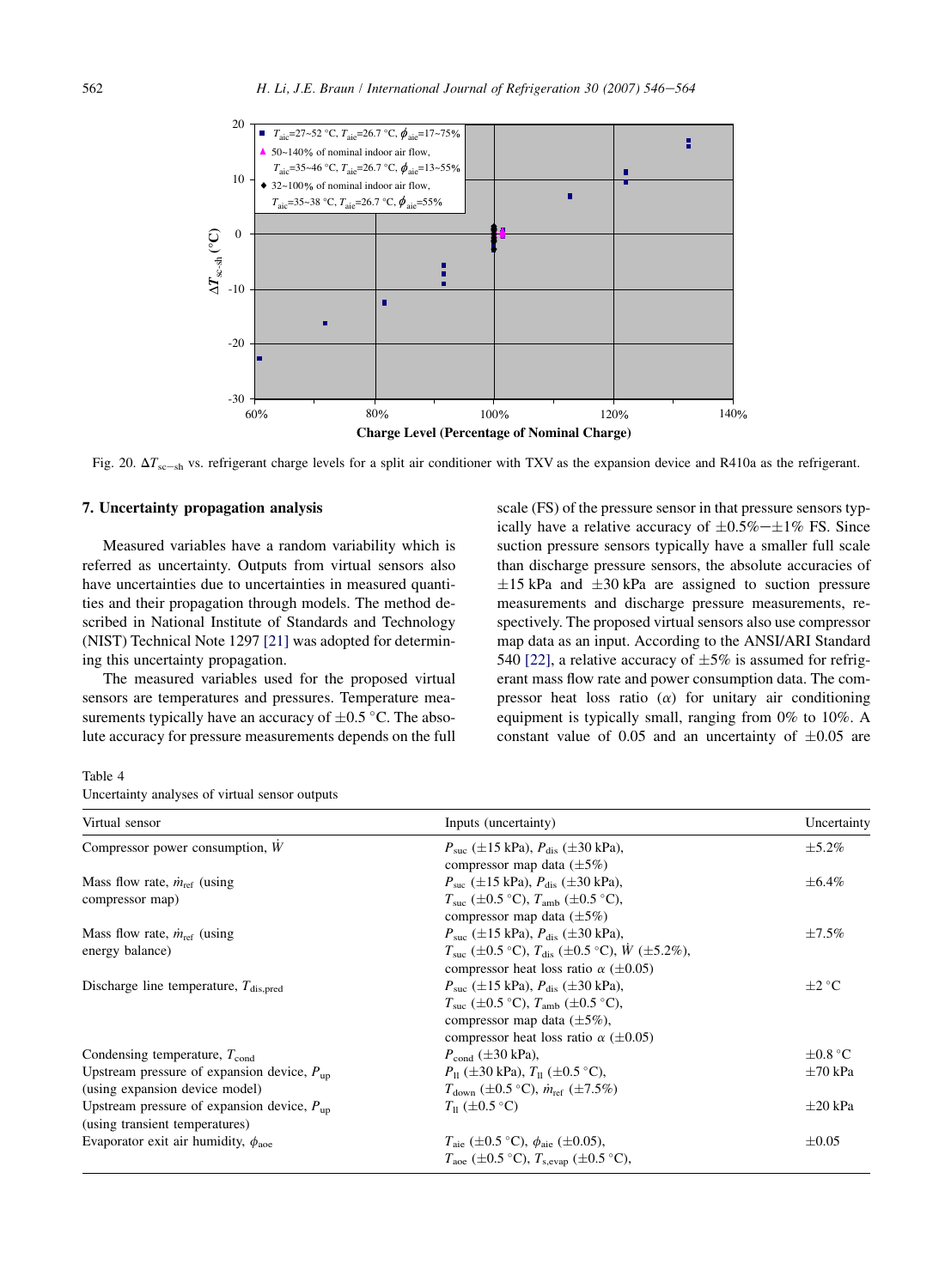Fig. 20. $\Delta T_{sc-sh}$ vs. refrigerant charge levels for a split air conditioner with TXV as the expansion device and R410a as the refrigerant.

## 7. Uncertainty propagation analysis

Measured variables have a random variability which is referred as uncertainty. Outputs from virtual sensors also have uncertainties due to uncertainties in measured quantities and their propagation through models. The method described in National Institute of Standards and Technology (NIST) Technical Note 1297 [21] was adopted for determining this uncertainty propagation.

The measured variables used for the proposed virtual sensors are temperatures and pressures. Temperature measurements typically have an accuracy of $\pm 0.5$ °C. The absolute accuracy for pressure measurements depends on the full scale (FS) of the pressure sensor in that pressure sensors typically have a relative accuracy of $\pm 0.5\%-\pm 1\%$ FS. Since suction pressure sensors typically have a smaller full scale than discharge pressure sensors, the absolute accuracies of $\pm 15$ kPa and $\pm 30$ kPa are assigned to suction pressure measurements and discharge pressure measurements, respectively. The proposed virtual sensors also use compressor map data as an input. According to the ANSI/ARI Standard 540 [22], a relative accuracy of $\pm 5\%$ is assumed for refrigerant mass flow rate and power consumption data. The compressor heat loss ratio ($\alpha$) for unitary air conditioning equipment is typically small, ranging from 0% to 10%. A constant value of 0.05 and an uncertainty of $\pm 0.05$ are

Table 4
Uncertainty analyses of virtual sensor outputs

| Virtual sensor | Inputs (uncertainty) | Uncertainty |
|---|---|---|
| Compressor power consumption, $\dot{W}$ | $P_{suc}$ ($\pm 15$ kPa), $P_{dis}$ ($\pm 30$ kPa), compressor map data ($\pm 5\%$) | $\pm 5.2\%$ |
| Mass flow rate, $\dot{m}_{ref}$ (using compressor map) | $P_{suc}$ ($\pm 15$ kPa), $P_{dis}$ ($\pm 30$ kPa), $T_{suc}$ ($\pm 0.5$ °C), $T_{amb}$ ($\pm 0.5$ °C), compressor map data ($\pm 5\%$) | $\pm 6.4\%$ |
| Mass flow rate, $\dot{m}_{ref}$ (using energy balance) | $P_{suc}$ ($\pm 15$ kPa), $P_{dis}$ ($\pm 30$ kPa), $T_{suc}$ ($\pm 0.5$ °C), $T_{dis}$ ($\pm 0.5$ °C), $\dot{W}$ ($\pm 5.2\%$), compressor heat loss ratio $\alpha$ ($\pm 0.05$) | $\pm 7.5\%$ |
| Discharge line temperature, $T_{dis,pred}$ | $P_{suc}$ ($\pm 15$ kPa), $P_{dis}$ ($\pm 30$ kPa), $T_{suc}$ ($\pm 0.5$ °C), $T_{amb}$ ($\pm 0.5$ °C), compressor map data ($\pm 5\%$), compressor heat loss ratio $\alpha$ ($\pm 0.05$) | $\pm 2$ °C |
| Condensing temperature, $T_{cond}$ | $P_{cond}$ ($\pm 30$ kPa), | $\pm 0.8$ °C |
| Upstream pressure of expansion device, $P_{up}$ (using expansion device model) | $P_{ll}$ ($\pm 30$ kPa), $T_{ll}$ ($\pm 0.5$ °C), $T_{down}$ ($\pm 0.5$ °C), $\dot{m}_{ref}$ ($\pm 7.5\%$) | $\pm 70$ kPa |
| Upstream pressure of expansion device, $P_{up}$ (using transient temperatures) | $T_{ll}$ ($\pm 0.5$ °C) | $\pm 20$ kPa |
| Evaporator exit air humidity, $\phi_{aoe}$ | $T_{aie}$ ($\pm 0.5$ °C), $\phi_{aie}$ ($\pm 0.05$), $T_{aoe}$ ($\pm 0.5$ °C), $T_{s,evap}$ ($\pm 0.5$ °C), | $\pm 0.05$ |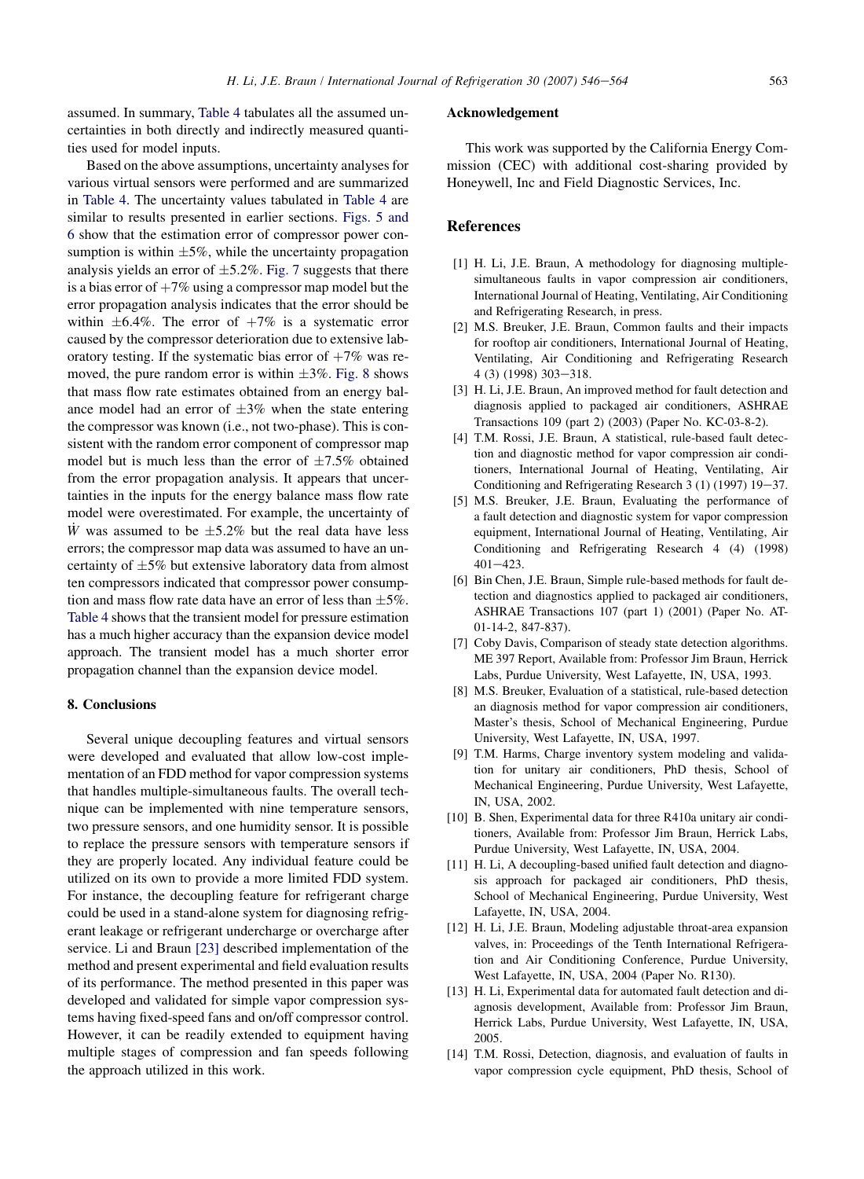assumed. In summary, Table 4 tabulates all the assumed uncertainties in both directly and indirectly measured quantities used for model inputs.

Based on the above assumptions, uncertainty analyses for various virtual sensors were performed and are summarized in Table 4. The uncertainty values tabulated in Table 4 are similar to results presented in earlier sections. Figs. 5 and 6 show that the estimation error of compressor power consumption is within $\pm 5\%$, while the uncertainty propagation analysis yields an error of $\pm 5.2\%$. Fig. 7 suggests that there is a bias error of $+7\%$ using a compressor map model but the error propagation analysis indicates that the error should be within $\pm 6.4\%$. The error of $+7\%$ is a systematic error caused by the compressor deterioration due to extensive laboratory testing. If the systematic bias error of $+7\%$ was removed, the pure random error is within $\pm 3\%$. Fig. 8 shows that mass flow rate estimates obtained from an energy balance model had an error of $\pm 3\%$ when the state entering the compressor was known (i.e., not two-phase). This is consistent with the random error component of compressor map model but is much less than the error of $\pm 7.5\%$ obtained from the error propagation analysis. It appears that uncertainties in the inputs for the energy balance mass flow rate model were overestimated. For example, the uncertainty of $\dot{W}$ was assumed to be $\pm 5.2\%$ but the real data have less errors; the compressor map data was assumed to have an uncertainty of $\pm 5\%$ but extensive laboratory data from almost ten compressors indicated that compressor power consumption and mass flow rate data have an error of less than $\pm 5\%$. Table 4 shows that the transient model for pressure estimation has a much higher accuracy than the expansion device model approach. The transient model has a much shorter error propagation channel than the expansion device model.

## 8. Conclusions

Several unique decoupling features and virtual sensors were developed and evaluated that allow low-cost implementation of an FDD method for vapor compression systems that handles multiple-simultaneous faults. The overall technique can be implemented with nine temperature sensors, two pressure sensors, and one humidity sensor. It is possible to replace the pressure sensors with temperature sensors if they are properly located. Any individual feature could be utilized on its own to provide a more limited FDD system. For instance, the decoupling feature for refrigerant charge could be used in a stand-alone system for diagnosing refrigerant leakage or refrigerant undercharge or overcharge after service. Li and Braun [23] described implementation of the method and present experimental and field evaluation results of its performance. The method presented in this paper was developed and validated for simple vapor compression systems having fixed-speed fans and on/off compressor control. However, it can be readily extended to equipment having multiple stages of compression and fan speeds following the approach utilized in this work.

## Acknowledgement

This work was supported by the California Energy Commission (CEC) with additional cost-sharing provided by Honeywell, Inc and Field Diagnostic Services, Inc.

## References

[1] H. Li, J.E. Braun, A methodology for diagnosing multiple-simultaneous faults in vapor compression air conditioners, International Journal of Heating, Ventilating, Air Conditioning and Refrigerating Research, in press.

[2] M.S. Breuker, J.E. Braun, Common faults and their impacts for rooftop air conditioners, International Journal of Heating, Ventilating, Air Conditioning and Refrigerating Research 4 (3) (1998) 303–318.

[3] H. Li, J.E. Braun, An improved method for fault detection and diagnosis applied to packaged air conditioners, ASHRAE Transactions 109 (part 2) (2003) (Paper No. KC-03-8-2).

[4] T.M. Rossi, J.E. Braun, A statistical, rule-based fault detection and diagnostic method for vapor compression air conditioners, International Journal of Heating, Ventilating, Air Conditioning and Refrigerating Research 3 (1) (1997) 19–37.

[5] M.S. Breuker, J.E. Braun, Evaluating the performance of a fault detection and diagnostic system for vapor compression equipment, International Journal of Heating, Ventilating, Air Conditioning and Refrigerating Research 4 (4) (1998) 401–423.

[6] Bin Chen, J.E. Braun, Simple rule-based methods for fault detection and diagnostics applied to packaged air conditioners, ASHRAE Transactions 107 (part 1) (2001) (Paper No. AT-01-14-2, 847-837).

[7] Coby Davis, Comparison of steady state detection algorithms. ME 397 Report, Available from: Professor Jim Braun, Herrick Labs, Purdue University, West Lafayette, IN, USA, 1993.

[8] M.S. Breuker, Evaluation of a statistical, rule-based detection an diagnosis method for vapor compression air conditioners, Master's thesis, School of Mechanical Engineering, Purdue University, West Lafayette, IN, USA, 1997.

[9] T.M. Harms, Charge inventory system modeling and validation for unitary air conditioners, PhD thesis, School of Mechanical Engineering, Purdue University, West Lafayette, IN, USA, 2002.

[10] B. Shen, Experimental data for three R410a unitary air conditioners, Available from: Professor Jim Braun, Herrick Labs, Purdue University, West Lafayette, IN, USA, 2004.

[11] H. Li, A decoupling-based unified fault detection and diagnosis approach for packaged air conditioners, PhD thesis, School of Mechanical Engineering, Purdue University, West Lafayette, IN, USA, 2004.

[12] H. Li, J.E. Braun, Modeling adjustable throat-area expansion valves, in: Proceedings of the Tenth International Refrigeration and Air Conditioning Conference, Purdue University, West Lafayette, IN, USA, 2004 (Paper No. R130).

[13] H. Li, Experimental data for automated fault detection and diagnosis development, Available from: Professor Jim Braun, Herrick Labs, Purdue University, West Lafayette, IN, USA, 2005.

[14] T.M. Rossi, Detection, diagnosis, and evaluation of faults in vapor compression cycle equipment, PhD thesis, School of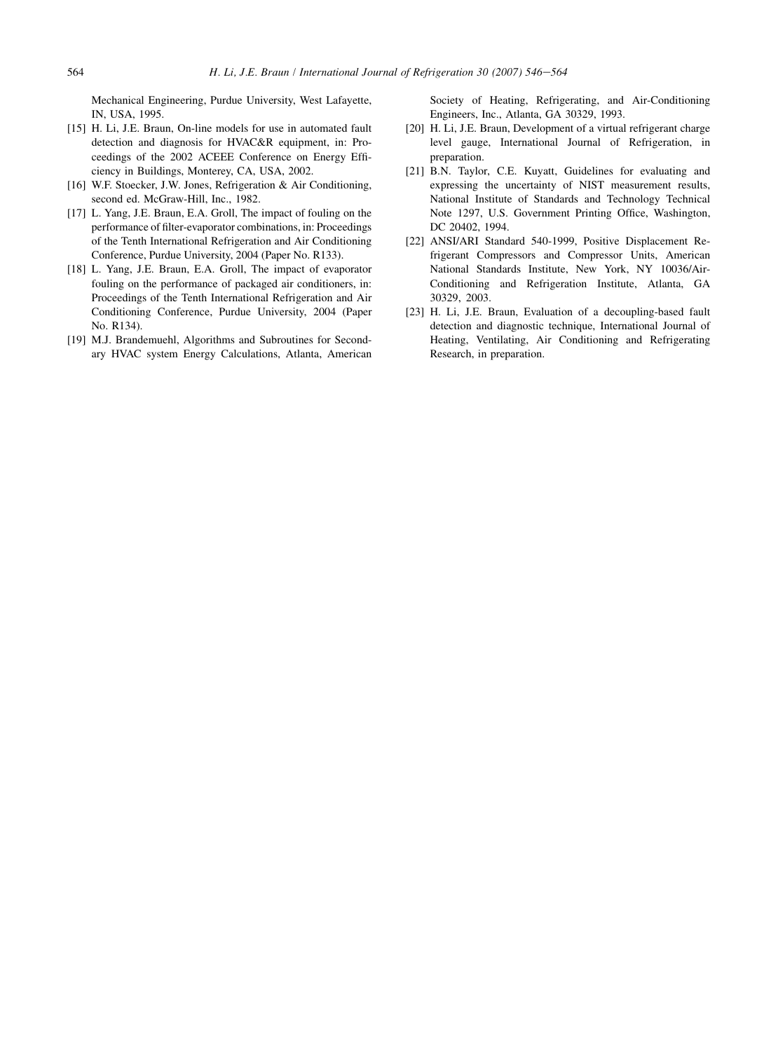Mechanical Engineering, Purdue University, West Lafayette, IN, USA, 1995.

[15] H. Li, J.E. Braun, On-line models for use in automated fault detection and diagnosis for HVAC&R equipment, in: Proceedings of the 2002 ACEEE Conference on Energy Efficiency in Buildings, Monterey, CA, USA, 2002.

[16] W.F. Stoecker, J.W. Jones, Refrigeration & Air Conditioning, second ed. McGraw-Hill, Inc., 1982.

[17] L. Yang, J.E. Braun, E.A. Groll, The impact of fouling on the performance of filter-evaporator combinations, in: Proceedings of the Tenth International Refrigeration and Air Conditioning Conference, Purdue University, 2004 (Paper No. R133).

[18] L. Yang, J.E. Braun, E.A. Groll, The impact of evaporator fouling on the performance of packaged air conditioners, in: Proceedings of the Tenth International Refrigeration and Air Conditioning Conference, Purdue University, 2004 (Paper No. R134).

[19] M.J. Brandemuehl, Algorithms and Subroutines for Secondary HVAC system Energy Calculations, Atlanta, American Society of Heating, Refrigerating, and Air-Conditioning Engineers, Inc., Atlanta, GA 30329, 1993.

[20] H. Li, J.E. Braun, Development of a virtual refrigerant charge level gauge, International Journal of Refrigeration, in preparation.

[21] B.N. Taylor, C.E. Kuyatt, Guidelines for evaluating and expressing the uncertainty of NIST measurement results, National Institute of Standards and Technology Technical Note 1297, U.S. Government Printing Office, Washington, DC 20402, 1994.

[22] ANSI/ARI Standard 540-1999, Positive Displacement Refrigerant Compressors and Compressor Units, American National Standards Institute, New York, NY 10036/Air-Conditioning and Refrigeration Institute, Atlanta, GA 30329, 2003.

[23] H. Li, J.E. Braun, Evaluation of a decoupling-based fault detection and diagnostic technique, International Journal of Heating, Ventilating, Air Conditioning and Refrigerating Research, in preparation.